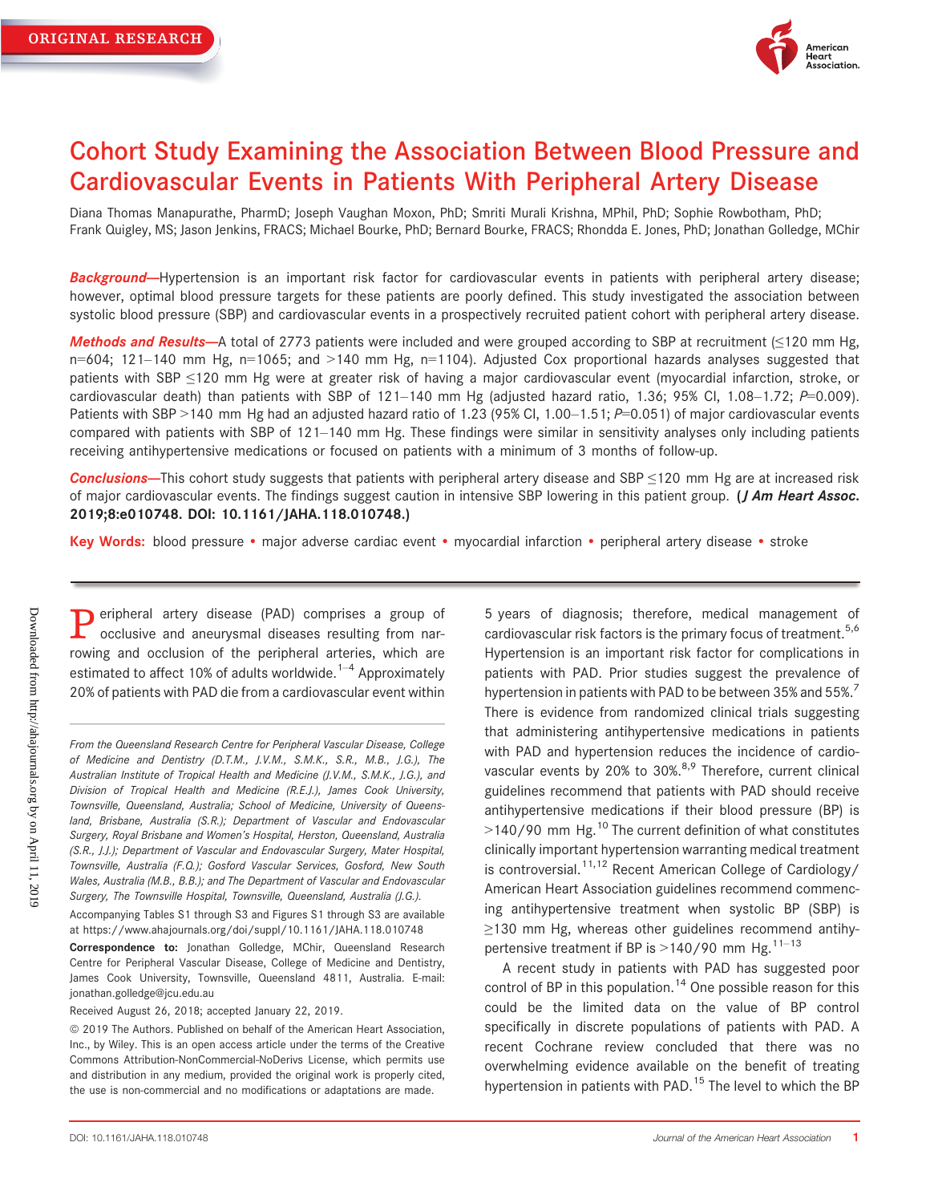ORIGINAL RESEARCH

# Cohort Study Examining the Association Between Blood Pressure and Cardiovascular Events in Patients With Peripheral Artery Disease

Diana Thomas Manapurathe, PharmD; Joseph Vaughan Moxon, PhD; Smriti Murali Krishna, MPhil, PhD; Sophie Rowbotham, PhD; Frank Quigley, MS; Jason Jenkins, FRACS; Michael Bourke, PhD; Bernard Bourke, FRACS; Rhondda E. Jones, PhD; Jonathan Golledge, MChir

***Background*—**Hypertension is an important risk factor for cardiovascular events in patients with peripheral artery disease; however, optimal blood pressure targets for these patients are poorly defined. This study investigated the association between systolic blood pressure (SBP) and cardiovascular events in a prospectively recruited patient cohort with peripheral artery disease.

***Methods and Results*—**A total of 2773 patients were included and were grouped according to SBP at recruitment (≤120 mm Hg, n=604; 121–140 mm Hg, n=1065; and >140 mm Hg, n=1104). Adjusted Cox proportional hazards analyses suggested that patients with SBP ≤120 mm Hg were at greater risk of having a major cardiovascular event (myocardial infarction, stroke, or cardiovascular death) than patients with SBP of 121–140 mm Hg (adjusted hazard ratio, 1.36; 95% CI, 1.08–1.72; $P$=0.009). Patients with SBP >140 mm Hg had an adjusted hazard ratio of 1.23 (95% CI, 1.00–1.51; $P$=0.051) of major cardiovascular events compared with patients with SBP of 121–140 mm Hg. These findings were similar in sensitivity analyses only including patients receiving antihypertensive medications or focused on patients with a minimum of 3 months of follow-up.

***Conclusions*—**This cohort study suggests that patients with peripheral artery disease and SBP ≤120 mm Hg are at increased risk of major cardiovascular events. The findings suggest caution in intensive SBP lowering in this patient group. **(*J Am Heart Assoc.* 2019;8:e010748. DOI: 10.1161/JAHA.118.010748.)**

**Key Words:** blood pressure • major adverse cardiac event • myocardial infarction • peripheral artery disease • stroke

---

Peripheral artery disease (PAD) comprises a group of occlusive and aneurysmal diseases resulting from narrowing and occlusion of the peripheral arteries, which are estimated to affect 10% of adults worldwide.[1–4] Approximately 20% of patients with PAD die from a cardiovascular event within 5 years of diagnosis; therefore, medical management of cardiovascular risk factors is the primary focus of treatment.[5,6] Hypertension is an important risk factor for complications in patients with PAD. Prior studies suggest the prevalence of hypertension in patients with PAD to be between 35% and 55%.[7] There is evidence from randomized clinical trials suggesting that administering antihypertensive medications in patients with PAD and hypertension reduces the incidence of cardiovascular events by 20% to 30%.[8,9] Therefore, current clinical guidelines recommend that patients with PAD should receive antihypertensive medications if their blood pressure (BP) is >140/90 mm Hg.[10] The current definition of what constitutes clinically important hypertension warranting medical treatment is controversial.[11,12] Recent American College of Cardiology/American Heart Association guidelines recommend commencing antihypertensive treatment when systolic BP (SBP) is ≥130 mm Hg, whereas other guidelines recommend antihypertensive treatment if BP is >140/90 mm Hg.[11–13]

A recent study in patients with PAD has suggested poor control of BP in this population.[14] One possible reason for this could be the limited data on the value of BP control specifically in discrete populations of patients with PAD. A recent Cochrane review concluded that there was no overwhelming evidence available on the benefit of treating hypertension in patients with PAD.[15] The level to which the BP

---

*From the Queensland Research Centre for Peripheral Vascular Disease, College of Medicine and Dentistry (D.T.M., J.V.M., S.M.K., S.R., M.B., J.G.), The Australian Institute of Tropical Health and Medicine (J.V.M., S.M.K., J.G.), and Division of Tropical Health and Medicine (R.E.J.), James Cook University, Townsville, Queensland, Australia; School of Medicine, University of Queensland, Brisbane, Australia (S.R.); Department of Vascular and Endovascular Surgery, Royal Brisbane and Women's Hospital, Herston, Queensland, Australia (S.R., J.J.); Department of Vascular and Endovascular Surgery, Mater Hospital, Townsville, Australia (F.Q.); Gosford Vascular Services, Gosford, New South Wales, Australia (M.B., B.B.); and The Department of Vascular and Endovascular Surgery, The Townsville Hospital, Townsville, Queensland, Australia (J.G.).*

Accompanying Tables S1 through S3 and Figures S1 through S3 are available at https://www.ahajournals.org/doi/suppl/10.1161/JAHA.118.010748

**Correspondence to:** Jonathan Golledge, MChir, Queensland Research Centre for Peripheral Vascular Disease, College of Medicine and Dentistry, James Cook University, Townsville, Queensland 4811, Australia. E-mail: jonathan.golledge@jcu.edu.au

Received August 26, 2018; accepted January 22, 2019.

© 2019 The Authors. Published on behalf of the American Heart Association, Inc., by Wiley. This is an open access article under the terms of the Creative Commons Attribution-NonCommercial-NoDerivs License, which permits use and distribution in any medium, provided the original work is properly cited, the use is non-commercial and no modifications or adaptations are made.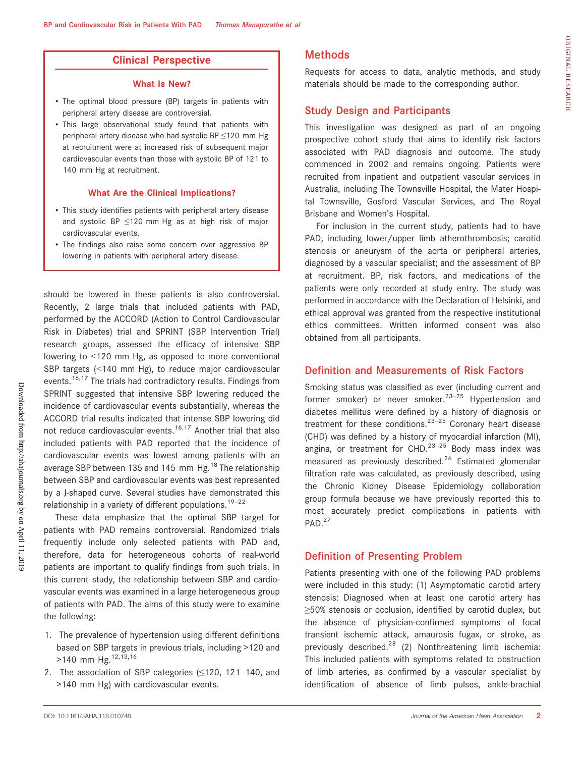## Clinical Perspective

### What Is New?

- The optimal blood pressure (BP) targets in patients with peripheral artery disease are controversial.
- This large observational study found that patients with peripheral artery disease who had systolic BP ≤120 mm Hg at recruitment were at increased risk of subsequent major cardiovascular events than those with systolic BP of 121 to 140 mm Hg at recruitment.

### What Are the Clinical Implications?

- This study identifies patients with peripheral artery disease and systolic BP ≤120 mm Hg as at high risk of major cardiovascular events.
- The findings also raise some concern over aggressive BP lowering in patients with peripheral artery disease.

should be lowered in these patients is also controversial. Recently, 2 large trials that included patients with PAD, performed by the ACCORD (Action to Control Cardiovascular Risk in Diabetes) trial and SPRINT (SBP Intervention Trial) research groups, assessed the efficacy of intensive SBP lowering to <120 mm Hg, as opposed to more conventional SBP targets (<140 mm Hg), to reduce major cardiovascular events.[16,17] The trials had contradictory results. Findings from SPRINT suggested that intensive SBP lowering reduced the incidence of cardiovascular events substantially, whereas the ACCORD trial results indicated that intense SBP lowering did not reduce cardiovascular events.[16,17] Another trial that also included patients with PAD reported that the incidence of cardiovascular events was lowest among patients with an average SBP between 135 and 145 mm Hg.[18] The relationship between SBP and cardiovascular events was best represented by a J-shaped curve. Several studies have demonstrated this relationship in a variety of different populations.[19–22]

These data emphasize that the optimal SBP target for patients with PAD remains controversial. Randomized trials frequently include only selected patients with PAD and, therefore, data for heterogeneous cohorts of real-world patients are important to qualify findings from such trials. In this current study, the relationship between SBP and cardiovascular events was examined in a large heterogeneous group of patients with PAD. The aims of this study were to examine the following:

1. The prevalence of hypertension using different definitions based on SBP targets in previous trials, including >120 and >140 mm Hg.[12,13,16]
2. The association of SBP categories (≤120, 121–140, and >140 mm Hg) with cardiovascular events.

## Methods

Requests for access to data, analytic methods, and study materials should be made to the corresponding author.

### Study Design and Participants

This investigation was designed as part of an ongoing prospective cohort study that aims to identify risk factors associated with PAD diagnosis and outcome. The study commenced in 2002 and remains ongoing. Patients were recruited from inpatient and outpatient vascular services in Australia, including The Townsville Hospital, the Mater Hospital Townsville, Gosford Vascular Services, and The Royal Brisbane and Women's Hospital.

For inclusion in the current study, patients had to have PAD, including lower/upper limb atherothrombosis; carotid stenosis or aneurysm of the aorta or peripheral arteries, diagnosed by a vascular specialist; and the assessment of BP at recruitment. BP, risk factors, and medications of the patients were only recorded at study entry. The study was performed in accordance with the Declaration of Helsinki, and ethical approval was granted from the respective institutional ethics committees. Written informed consent was also obtained from all participants.

### Definition and Measurements of Risk Factors

Smoking status was classified as ever (including current and former smoker) or never smoker.[23–25] Hypertension and diabetes mellitus were defined by a history of diagnosis or treatment for these conditions.[23–25] Coronary heart disease (CHD) was defined by a history of myocardial infarction (MI), angina, or treatment for CHD.[23–25] Body mass index was measured as previously described.[26] Estimated glomerular filtration rate was calculated, as previously described, using the Chronic Kidney Disease Epidemiology collaboration group formula because we have previously reported this to most accurately predict complications in patients with PAD.[27]

### Definition of Presenting Problem

Patients presenting with one of the following PAD problems were included in this study: (1) Asymptomatic carotid artery stenosis: Diagnosed when at least one carotid artery has ≥50% stenosis or occlusion, identified by carotid duplex, but the absence of physician-confirmed symptoms of focal transient ischemic attack, amaurosis fugax, or stroke, as previously described.[28] (2) Nonthreatening limb ischemia: This included patients with symptoms related to obstruction of limb arteries, as confirmed by a vascular specialist by identification of absence of limb pulses, ankle-brachial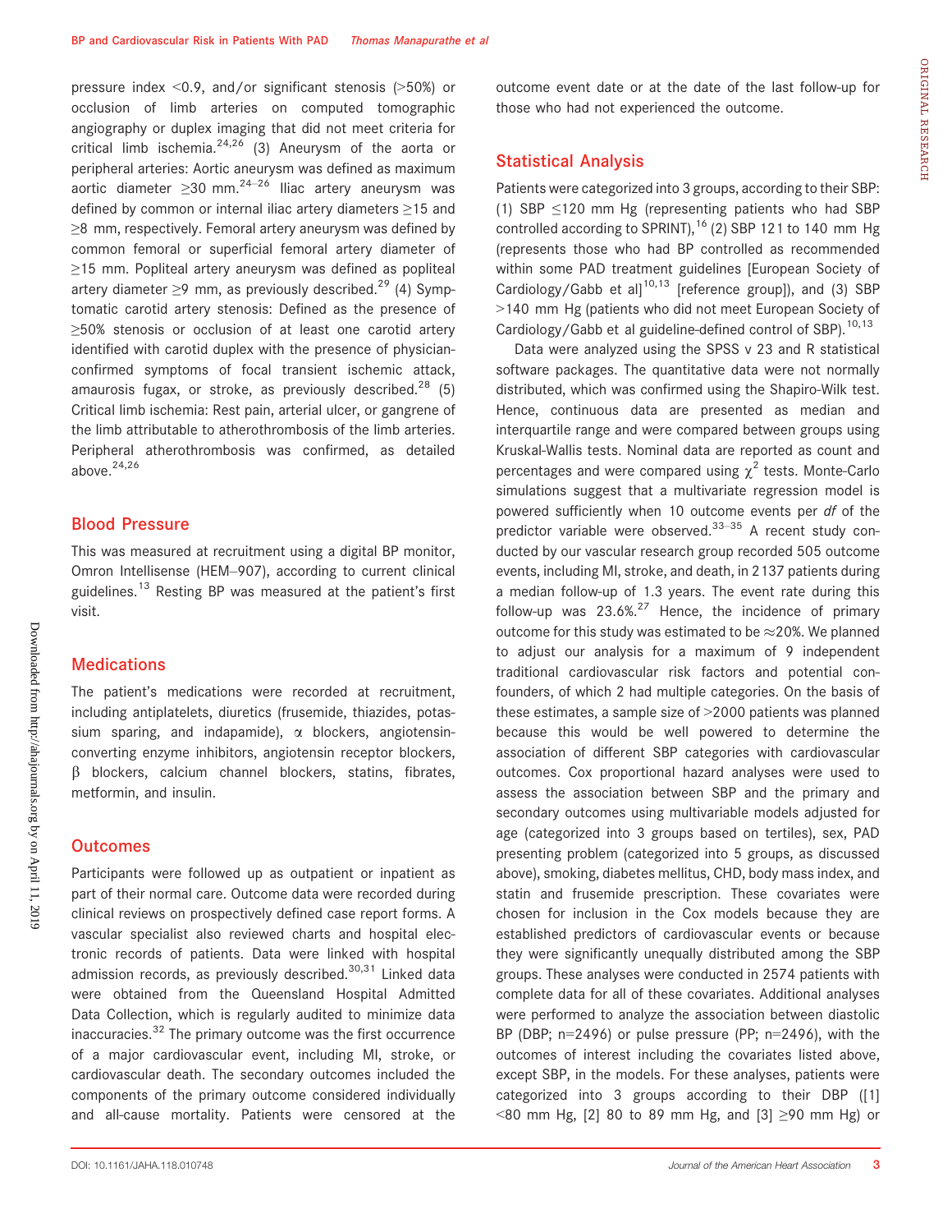pressure index <0.9, and/or significant stenosis (>50%) or occlusion of limb arteries on computed tomographic angiography or duplex imaging that did not meet criteria for critical limb ischemia.[24,26] (3) Aneurysm of the aorta or peripheral arteries: Aortic aneurysm was defined as maximum aortic diameter ≥30 mm.[24–26] Iliac artery aneurysm was defined by common or internal iliac artery diameters ≥15 and ≥8 mm, respectively. Femoral artery aneurysm was defined by common femoral or superficial femoral artery diameter of ≥15 mm. Popliteal artery aneurysm was defined as popliteal artery diameter ≥9 mm, as previously described.[29] (4) Symptomatic carotid artery stenosis: Defined as the presence of ≥50% stenosis or occlusion of at least one carotid artery identified with carotid duplex with the presence of physician-confirmed symptoms of focal transient ischemic attack, amaurosis fugax, or stroke, as previously described.[28] (5) Critical limb ischemia: Rest pain, arterial ulcer, or gangrene of the limb attributable to atherothrombosis of the limb arteries. Peripheral atherothrombosis was confirmed, as detailed above.[24,26]

## Blood Pressure

This was measured at recruitment using a digital BP monitor, Omron Intellisense (HEM–907), according to current clinical guidelines.[13] Resting BP was measured at the patient's first visit.

## Medications

The patient's medications were recorded at recruitment, including antiplatelets, diuretics (frusemide, thiazides, potassium sparing, and indapamide), α blockers, angiotensin-converting enzyme inhibitors, angiotensin receptor blockers, β blockers, calcium channel blockers, statins, fibrates, metformin, and insulin.

## Outcomes

Participants were followed up as outpatient or inpatient as part of their normal care. Outcome data were recorded during clinical reviews on prospectively defined case report forms. A vascular specialist also reviewed charts and hospital electronic records of patients. Data were linked with hospital admission records, as previously described.[30,31] Linked data were obtained from the Queensland Hospital Admitted Data Collection, which is regularly audited to minimize data inaccuracies.[32] The primary outcome was the first occurrence of a major cardiovascular event, including MI, stroke, or cardiovascular death. The secondary outcomes included the components of the primary outcome considered individually and all-cause mortality. Patients were censored at the outcome event date or at the date of the last follow-up for those who had not experienced the outcome.

## Statistical Analysis

Patients were categorized into 3 groups, according to their SBP: (1) SBP ≤120 mm Hg (representing patients who had SBP controlled according to SPRINT),[16] (2) SBP 121 to 140 mm Hg (represents those who had BP controlled as recommended within some PAD treatment guidelines [European Society of Cardiology/Gabb et al][10,13] [reference group]), and (3) SBP >140 mm Hg (patients who did not meet European Society of Cardiology/Gabb et al guideline-defined control of SBP).[10,13]

Data were analyzed using the SPSS v 23 and R statistical software packages. The quantitative data were not normally distributed, which was confirmed using the Shapiro-Wilk test. Hence, continuous data are presented as median and interquartile range and were compared between groups using Kruskal-Wallis tests. Nominal data are reported as count and percentages and were compared using $\chi^2$ tests. Monte-Carlo simulations suggest that a multivariate regression model is powered sufficiently when 10 outcome events per *df* of the predictor variable were observed.[33–35] A recent study conducted by our vascular research group recorded 505 outcome events, including MI, stroke, and death, in 2137 patients during a median follow-up of 1.3 years. The event rate during this follow-up was 23.6%.[27] Hence, the incidence of primary outcome for this study was estimated to be ≈20%. We planned to adjust our analysis for a maximum of 9 independent traditional cardiovascular risk factors and potential confounders, of which 2 had multiple categories. On the basis of these estimates, a sample size of >2000 patients was planned because this would be well powered to determine the association of different SBP categories with cardiovascular outcomes. Cox proportional hazard analyses were used to assess the association between SBP and the primary and secondary outcomes using multivariable models adjusted for age (categorized into 3 groups based on tertiles), sex, PAD presenting problem (categorized into 5 groups, as discussed above), smoking, diabetes mellitus, CHD, body mass index, and statin and frusemide prescription. These covariates were chosen for inclusion in the Cox models because they are established predictors of cardiovascular events or because they were significantly unequally distributed among the SBP groups. These analyses were conducted in 2574 patients with complete data for all of these covariates. Additional analyses were performed to analyze the association between diastolic BP (DBP; n=2496) or pulse pressure (PP; n=2496), with the outcomes of interest including the covariates listed above, except SBP, in the models. For these analyses, patients were categorized into 3 groups according to their DBP ([1] <80 mm Hg, [2] 80 to 89 mm Hg, and [3] ≥90 mm Hg) or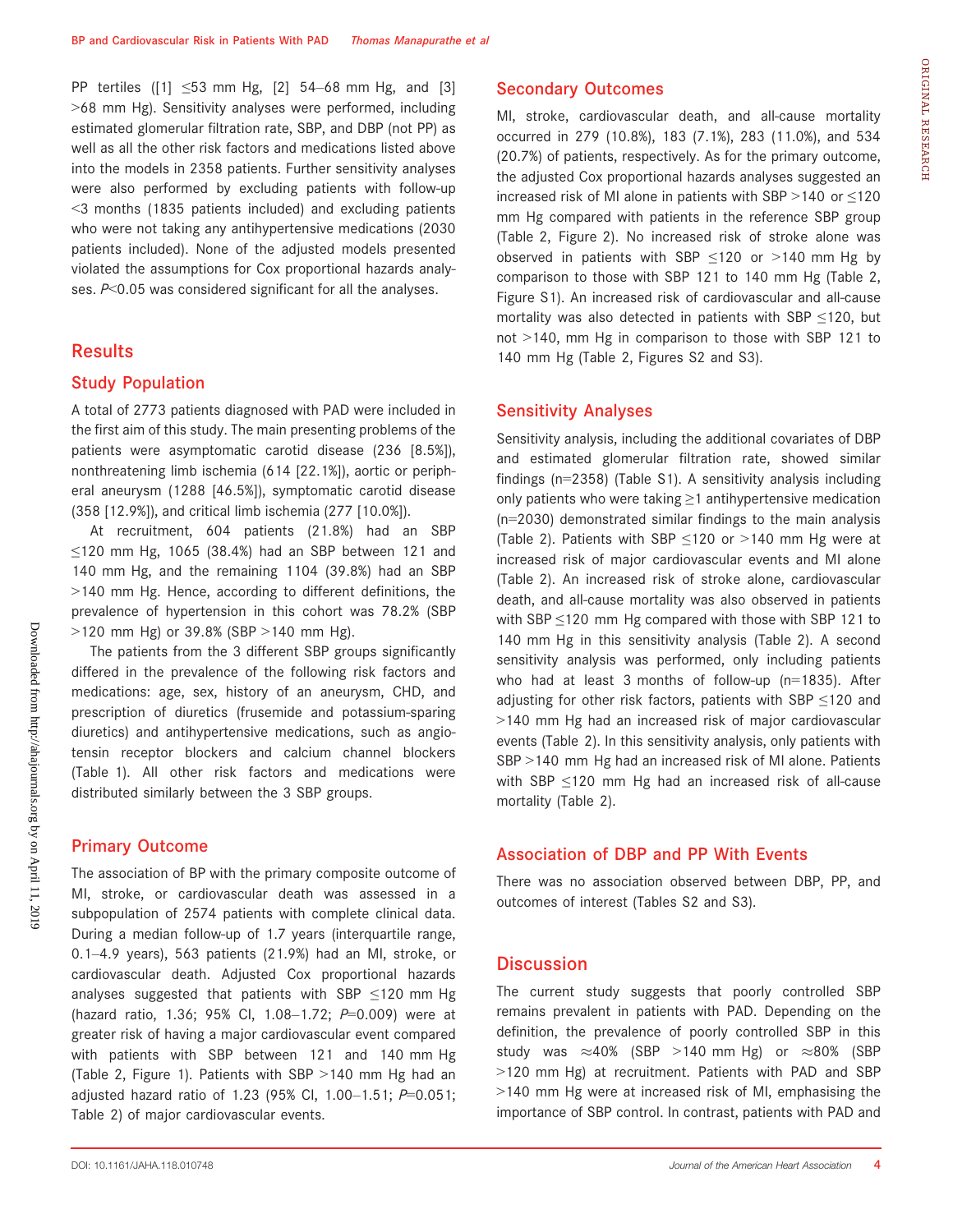PP tertiles ([1] ≤53 mm Hg, [2] 54–68 mm Hg, and [3] >68 mm Hg). Sensitivity analyses were performed, including estimated glomerular filtration rate, SBP, and DBP (not PP) as well as all the other risk factors and medications listed above into the models in 2358 patients. Further sensitivity analyses were also performed by excluding patients with follow-up <3 months (1835 patients included) and excluding patients who were not taking any antihypertensive medications (2030 patients included). None of the adjusted models presented violated the assumptions for Cox proportional hazards analyses. $P<0.05$ was considered significant for all the analyses.

## Results

### Study Population

A total of 2773 patients diagnosed with PAD were included in the first aim of this study. The main presenting problems of the patients were asymptomatic carotid disease (236 [8.5%]), nonthreatening limb ischemia (614 [22.1%]), aortic or peripheral aneurysm (1288 [46.5%]), symptomatic carotid disease (358 [12.9%]), and critical limb ischemia (277 [10.0%]).

At recruitment, 604 patients (21.8%) had an SBP ≤120 mm Hg, 1065 (38.4%) had an SBP between 121 and 140 mm Hg, and the remaining 1104 (39.8%) had an SBP >140 mm Hg. Hence, according to different definitions, the prevalence of hypertension in this cohort was 78.2% (SBP >120 mm Hg) or 39.8% (SBP >140 mm Hg).

The patients from the 3 different SBP groups significantly differed in the prevalence of the following risk factors and medications: age, sex, history of an aneurysm, CHD, and prescription of diuretics (frusemide and potassium-sparing diuretics) and antihypertensive medications, such as angiotensin receptor blockers and calcium channel blockers (Table 1). All other risk factors and medications were distributed similarly between the 3 SBP groups.

### Primary Outcome

The association of BP with the primary composite outcome of MI, stroke, or cardiovascular death was assessed in a subpopulation of 2574 patients with complete clinical data. During a median follow-up of 1.7 years (interquartile range, 0.1–4.9 years), 563 patients (21.9%) had an MI, stroke, or cardiovascular death. Adjusted Cox proportional hazards analyses suggested that patients with SBP ≤120 mm Hg (hazard ratio, 1.36; 95% CI, 1.08–1.72; $P$=0.009) were at greater risk of having a major cardiovascular event compared with patients with SBP between 121 and 140 mm Hg (Table 2, Figure 1). Patients with SBP >140 mm Hg had an adjusted hazard ratio of 1.23 (95% CI, 1.00–1.51; $P$=0.051; Table 2) of major cardiovascular events.

### Secondary Outcomes

MI, stroke, cardiovascular death, and all-cause mortality occurred in 279 (10.8%), 183 (7.1%), 283 (11.0%), and 534 (20.7%) of patients, respectively. As for the primary outcome, the adjusted Cox proportional hazards analyses suggested an increased risk of MI alone in patients with SBP >140 or ≤120 mm Hg compared with patients in the reference SBP group (Table 2, Figure 2). No increased risk of stroke alone was observed in patients with SBP ≤120 or >140 mm Hg by comparison to those with SBP 121 to 140 mm Hg (Table 2, Figure S1). An increased risk of cardiovascular and all-cause mortality was also detected in patients with SBP ≤120, but not >140, mm Hg in comparison to those with SBP 121 to 140 mm Hg (Table 2, Figures S2 and S3).

### Sensitivity Analyses

Sensitivity analysis, including the additional covariates of DBP and estimated glomerular filtration rate, showed similar findings (n=2358) (Table S1). A sensitivity analysis including only patients who were taking ≥1 antihypertensive medication (n=2030) demonstrated similar findings to the main analysis (Table 2). Patients with SBP ≤120 or >140 mm Hg were at increased risk of major cardiovascular events and MI alone (Table 2). An increased risk of stroke alone, cardiovascular death, and all-cause mortality was also observed in patients with SBP ≤120 mm Hg compared with those with SBP 121 to 140 mm Hg in this sensitivity analysis (Table 2). A second sensitivity analysis was performed, only including patients who had at least 3 months of follow-up (n=1835). After adjusting for other risk factors, patients with SBP ≤120 and >140 mm Hg had an increased risk of major cardiovascular events (Table 2). In this sensitivity analysis, only patients with SBP >140 mm Hg had an increased risk of MI alone. Patients with SBP ≤120 mm Hg had an increased risk of all-cause mortality (Table 2).

### Association of DBP and PP With Events

There was no association observed between DBP, PP, and outcomes of interest (Tables S2 and S3).

## Discussion

The current study suggests that poorly controlled SBP remains prevalent in patients with PAD. Depending on the definition, the prevalence of poorly controlled SBP in this study was ≈40% (SBP >140 mm Hg) or ≈80% (SBP >120 mm Hg) at recruitment. Patients with PAD and SBP >140 mm Hg were at increased risk of MI, emphasising the importance of SBP control. In contrast, patients with PAD and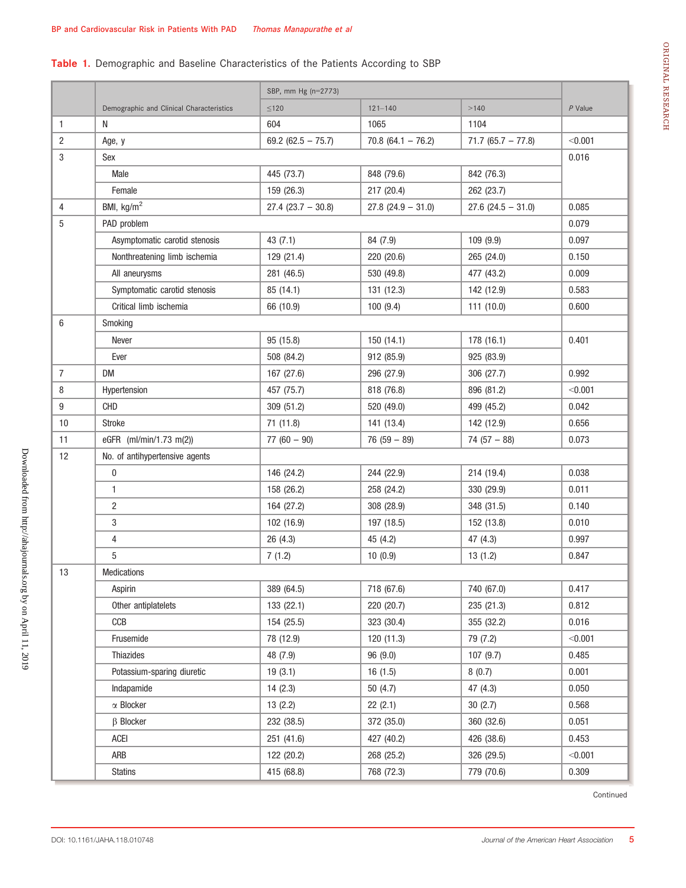**Table 1.** Demographic and Baseline Characteristics of the Patients According to SBP

| | Demographic and Clinical Characteristics | SBP, mm Hg (n=2773) | | | P Value |
|---|---|---|---|---|---|
| | | ≤120 | 121–140 | >140 | |
| 1 | N | 604 | 1065 | 1104 | |
| 2 | Age, y | 69.2 (62.5 – 75.7) | 70.8 (64.1 – 76.2) | 71.7 (65.7 – 77.8) | <0.001 |
| 3 | Sex | | | | 0.016 |
| | Male | 445 (73.7) | 848 (79.6) | 842 (76.3) | |
| | Female | 159 (26.3) | 217 (20.4) | 262 (23.7) | |
| 4 | BMI, kg/m$^2$ | 27.4 (23.7 – 30.8) | 27.8 (24.9 – 31.0) | 27.6 (24.5 – 31.0) | 0.085 |
| 5 | PAD problem | | | | 0.079 |
| | Asymptomatic carotid stenosis | 43 (7.1) | 84 (7.9) | 109 (9.9) | 0.097 |
| | Nonthreatening limb ischemia | 129 (21.4) | 220 (20.6) | 265 (24.0) | 0.150 |
| | All aneurysms | 281 (46.5) | 530 (49.8) | 477 (43.2) | 0.009 |
| | Symptomatic carotid stenosis | 85 (14.1) | 131 (12.3) | 142 (12.9) | 0.583 |
| | Critical limb ischemia | 66 (10.9) | 100 (9.4) | 111 (10.0) | 0.600 |
| 6 | Smoking | | | | |
| | Never | 95 (15.8) | 150 (14.1) | 178 (16.1) | 0.401 |
| | Ever | 508 (84.2) | 912 (85.9) | 925 (83.9) | |
| 7 | DM | 167 (27.6) | 296 (27.9) | 306 (27.7) | 0.992 |
| 8 | Hypertension | 457 (75.7) | 818 (76.8) | 896 (81.2) | <0.001 |
| 9 | CHD | 309 (51.2) | 520 (49.0) | 499 (45.2) | 0.042 |
| 10 | Stroke | 71 (11.8) | 141 (13.4) | 142 (12.9) | 0.656 |
| 11 | eGFR (ml/min/1.73 m(2)) | 77 (60 – 90) | 76 (59 – 89) | 74 (57 – 88) | 0.073 |
| 12 | No. of antihypertensive agents | | | | |
| | 0 | 146 (24.2) | 244 (22.9) | 214 (19.4) | 0.038 |
| | 1 | 158 (26.2) | 258 (24.2) | 330 (29.9) | 0.011 |
| | 2 | 164 (27.2) | 308 (28.9) | 348 (31.5) | 0.140 |
| | 3 | 102 (16.9) | 197 (18.5) | 152 (13.8) | 0.010 |
| | 4 | 26 (4.3) | 45 (4.2) | 47 (4.3) | 0.997 |
| | 5 | 7 (1.2) | 10 (0.9) | 13 (1.2) | 0.847 |
| 13 | Medications | | | | |
| | Aspirin | 389 (64.5) | 718 (67.6) | 740 (67.0) | 0.417 |
| | Other antiplatelets | 133 (22.1) | 220 (20.7) | 235 (21.3) | 0.812 |
| | CCB | 154 (25.5) | 323 (30.4) | 355 (32.2) | 0.016 |
| | Frusemide | 78 (12.9) | 120 (11.3) | 79 (7.2) | <0.001 |
| | Thiazides | 48 (7.9) | 96 (9.0) | 107 (9.7) | 0.485 |
| | Potassium-sparing diuretic | 19 (3.1) | 16 (1.5) | 8 (0.7) | 0.001 |
| | Indapamide | 14 (2.3) | 50 (4.7) | 47 (4.3) | 0.050 |
| | α Blocker | 13 (2.2) | 22 (2.1) | 30 (2.7) | 0.568 |
| | β Blocker | 232 (38.5) | 372 (35.0) | 360 (32.6) | 0.051 |
| | ACEI | 251 (41.6) | 427 (40.2) | 426 (38.6) | 0.453 |
| | ARB | 122 (20.2) | 268 (25.2) | 326 (29.5) | <0.001 |
| | Statins | 415 (68.8) | 768 (72.3) | 779 (70.6) | 0.309 |

Continued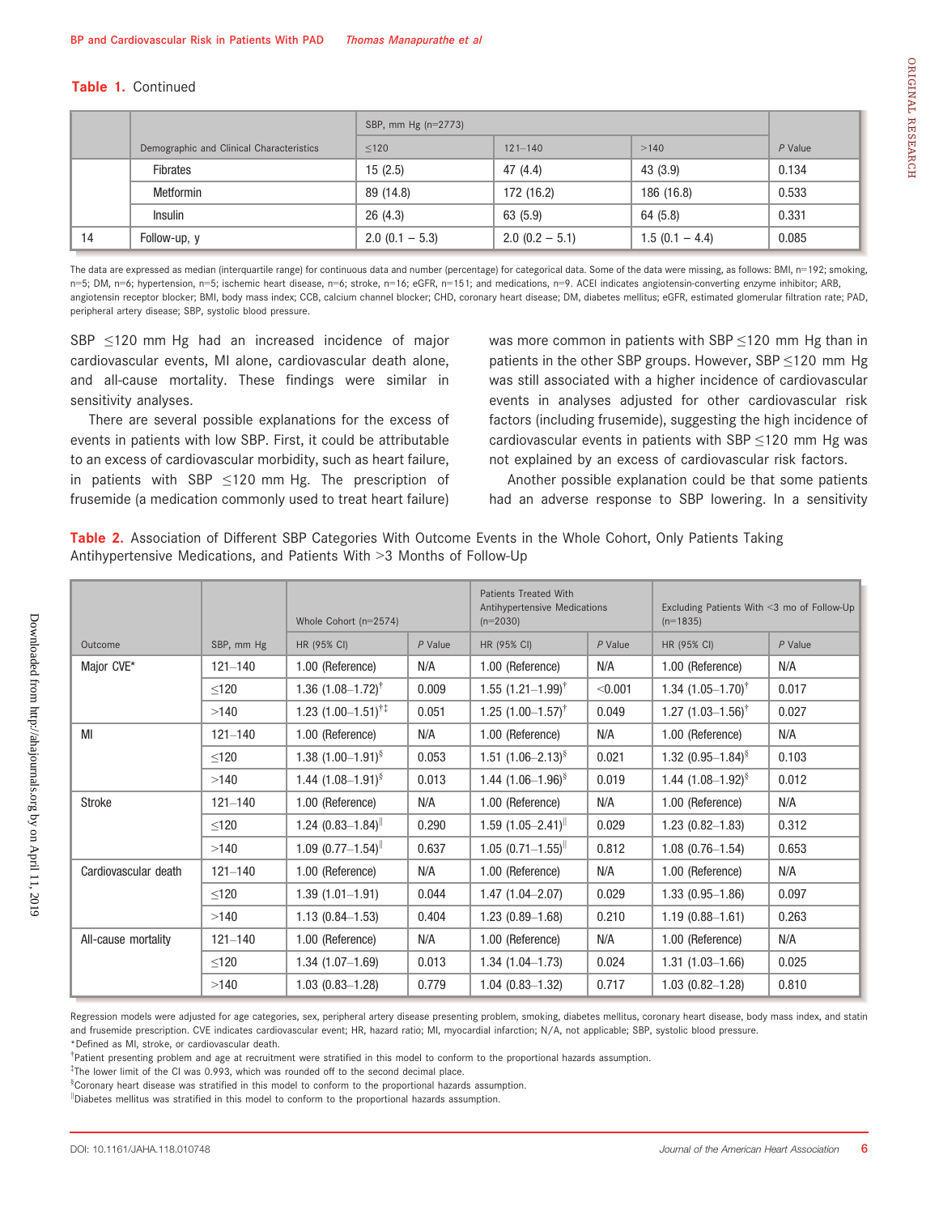**Table 1.** Continued

|  | Demographic and Clinical Characteristics | SBP, mm Hg (n=2773) | | | P Value |
|---|---|---|---|---|---|
|  |  | ≤120 | 121–140 | >140 |  |
|  | Fibrates | 15 (2.5) | 47 (4.4) | 43 (3.9) | 0.134 |
|  | Metformin | 89 (14.8) | 172 (16.2) | 186 (16.8) | 0.533 |
|  | Insulin | 26 (4.3) | 63 (5.9) | 64 (5.8) | 0.331 |
| 14 | Follow-up, y | 2.0 (0.1 – 5.3) | 2.0 (0.2 – 5.1) | 1.5 (0.1 – 4.4) | 0.085 |

The data are expressed as median (interquartile range) for continuous data and number (percentage) for categorical data. Some of the data were missing, as follows: BMI, n=192; smoking, n=5; DM, n=6; hypertension, n=5; ischemic heart disease, n=6; stroke, n=16; eGFR, n=151; and medications, n=9. ACEI indicates angiotensin-converting enzyme inhibitor; ARB, angiotensin receptor blocker; BMI, body mass index; CCB, calcium channel blocker; CHD, coronary heart disease; DM, diabetes mellitus; eGFR, estimated glomerular filtration rate; PAD, peripheral artery disease; SBP, systolic blood pressure.

SBP ≤120 mm Hg had an increased incidence of major cardiovascular events, MI alone, cardiovascular death alone, and all-cause mortality. These findings were similar in sensitivity analyses.

There are several possible explanations for the excess of events in patients with low SBP. First, it could be attributable to an excess of cardiovascular morbidity, such as heart failure, in patients with SBP ≤120 mm Hg. The prescription of frusemide (a medication commonly used to treat heart failure) was more common in patients with SBP ≤120 mm Hg than in patients in the other SBP groups. However, SBP ≤120 mm Hg was still associated with a higher incidence of cardiovascular events in analyses adjusted for other cardiovascular risk factors (including frusemide), suggesting the high incidence of cardiovascular events in patients with SBP ≤120 mm Hg was not explained by an excess of cardiovascular risk factors.

Another possible explanation could be that some patients had an adverse response to SBP lowering. In a sensitivity

**Table 2.** Association of Different SBP Categories With Outcome Events in the Whole Cohort, Only Patients Taking Antihypertensive Medications, and Patients With >3 Months of Follow-Up

|  |  | Whole Cohort (n=2574) | | Patients Treated With Antihypertensive Medications (n=2030) | | Excluding Patients With <3 mo of Follow-Up (n=1835) | |
|---|---|---|---|---|---|---|---|
| Outcome | SBP, mm Hg | HR (95% CI) | P Value | HR (95% CI) | P Value | HR (95% CI) | P Value |
| Major CVE* | 121–140 | 1.00 (Reference) | N/A | 1.00 (Reference) | N/A | 1.00 (Reference) | N/A |
|  | ≤120 | 1.36 (1.08–1.72)[†] | 0.009 | 1.55 (1.21–1.99)[†] | <0.001 | 1.34 (1.05–1.70)[†] | 0.017 |
|  | >140 | 1.23 (1.00–1.51)[†‡] | 0.051 | 1.25 (1.00–1.57)[†] | 0.049 | 1.27 (1.03–1.56)[†] | 0.027 |
| MI | 121–140 | 1.00 (Reference) | N/A | 1.00 (Reference) | N/A | 1.00 (Reference) | N/A |
|  | ≤120 | 1.38 (1.00–1.91)[§] | 0.053 | 1.51 (1.06–2.13)[§] | 0.021 | 1.32 (0.95–1.84)[§] | 0.103 |
|  | >140 | 1.44 (1.08–1.91)[§] | 0.013 | 1.44 (1.06–1.96)[§] | 0.019 | 1.44 (1.08–1.92)[§] | 0.012 |
| Stroke | 121–140 | 1.00 (Reference) | N/A | 1.00 (Reference) | N/A | 1.00 (Reference) | N/A |
|  | ≤120 | 1.24 (0.83–1.84)[‖] | 0.290 | 1.59 (1.05–2.41)[‖] | 0.029 | 1.23 (0.82–1.83) | 0.312 |
|  | >140 | 1.09 (0.77–1.54)[‖] | 0.637 | 1.05 (0.71–1.55)[‖] | 0.812 | 1.08 (0.76–1.54) | 0.653 |
| Cardiovascular death | 121–140 | 1.00 (Reference) | N/A | 1.00 (Reference) | N/A | 1.00 (Reference) | N/A |
|  | ≤120 | 1.39 (1.01–1.91) | 0.044 | 1.47 (1.04–2.07) | 0.029 | 1.33 (0.95–1.86) | 0.097 |
|  | >140 | 1.13 (0.84–1.53) | 0.404 | 1.23 (0.89–1.68) | 0.210 | 1.19 (0.88–1.61) | 0.263 |
| All-cause mortality | 121–140 | 1.00 (Reference) | N/A | 1.00 (Reference) | N/A | 1.00 (Reference) | N/A |
|  | ≤120 | 1.34 (1.07–1.69) | 0.013 | 1.34 (1.04–1.73) | 0.024 | 1.31 (1.03–1.66) | 0.025 |
|  | >140 | 1.03 (0.83–1.28) | 0.779 | 1.04 (0.83–1.32) | 0.717 | 1.03 (0.82–1.28) | 0.810 |

Regression models were adjusted for age categories, sex, peripheral artery disease presenting problem, smoking, diabetes mellitus, coronary heart disease, body mass index, and statin and frusemide prescription. CVE indicates cardiovascular event; HR, hazard ratio; MI, myocardial infarction; N/A, not applicable; SBP, systolic blood pressure.

*Defined as MI, stroke, or cardiovascular death.

[†] Patient presenting problem and age at recruitment were stratified in this model to conform to the proportional hazards assumption.

[‡] The lower limit of the CI was 0.993, which was rounded off to the second decimal place.

[§] Coronary heart disease was stratified in this model to conform to the proportional hazards assumption.

[‖] Diabetes mellitus was stratified in this model to conform to the proportional hazards assumption.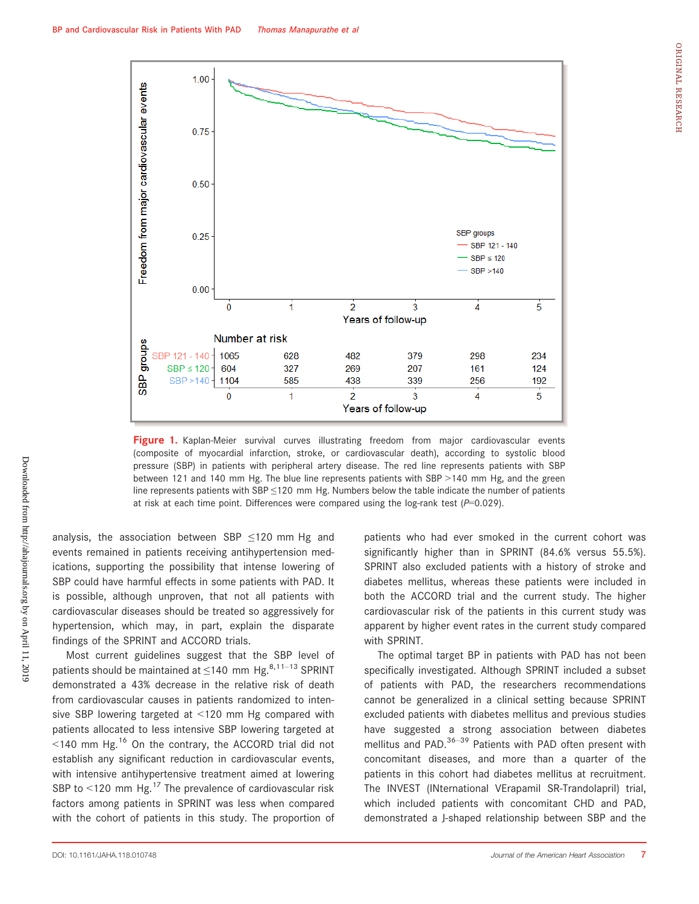**Figure 1.** Kaplan-Meier survival curves illustrating freedom from major cardiovascular events (composite of myocardial infarction, stroke, or cardiovascular death), according to systolic blood pressure (SBP) in patients with peripheral artery disease. The red line represents patients with SBP between 121 and 140 mm Hg. The blue line represents patients with SBP >140 mm Hg, and the green line represents patients with SBP ≤120 mm Hg. Numbers below the table indicate the number of patients at risk at each time point. Differences were compared using the log-rank test ($P$=0.029).

analysis, the association between SBP ≤120 mm Hg and events remained in patients receiving antihypertension medications, supporting the possibility that intense lowering of SBP could have harmful effects in some patients with PAD. It is possible, although unproven, that not all patients with cardiovascular diseases should be treated so aggressively for hypertension, which may, in part, explain the disparate findings of the SPRINT and ACCORD trials.

Most current guidelines suggest that the SBP level of patients should be maintained at ≤140 mm Hg.[8,11–13] SPRINT demonstrated a 43% decrease in the relative risk of death from cardiovascular causes in patients randomized to intensive SBP lowering targeted at <120 mm Hg compared with patients allocated to less intensive SBP lowering targeted at <140 mm Hg.[16] On the contrary, the ACCORD trial did not establish any significant reduction in cardiovascular events, with intensive antihypertensive treatment aimed at lowering SBP to <120 mm Hg.[17] The prevalence of cardiovascular risk factors among patients in SPRINT was less when compared with the cohort of patients in this study. The proportion of patients who had ever smoked in the current cohort was significantly higher than in SPRINT (84.6% versus 55.5%). SPRINT also excluded patients with a history of stroke and diabetes mellitus, whereas these patients were included in both the ACCORD trial and the current study. The higher cardiovascular risk of the patients in this current study was apparent by higher event rates in the current study compared with SPRINT.

The optimal target BP in patients with PAD has not been specifically investigated. Although SPRINT included a subset of patients with PAD, the researchers recommendations cannot be generalized in a clinical setting because SPRINT excluded patients with diabetes mellitus and previous studies have suggested a strong association between diabetes mellitus and PAD.[36–39] Patients with PAD often present with concomitant diseases, and more than a quarter of the patients in this cohort had diabetes mellitus at recruitment. The INVEST (INternational VErapamil SR-Trandolapril) trial, which included patients with concomitant CHD and PAD, demonstrated a J-shaped relationship between SBP and the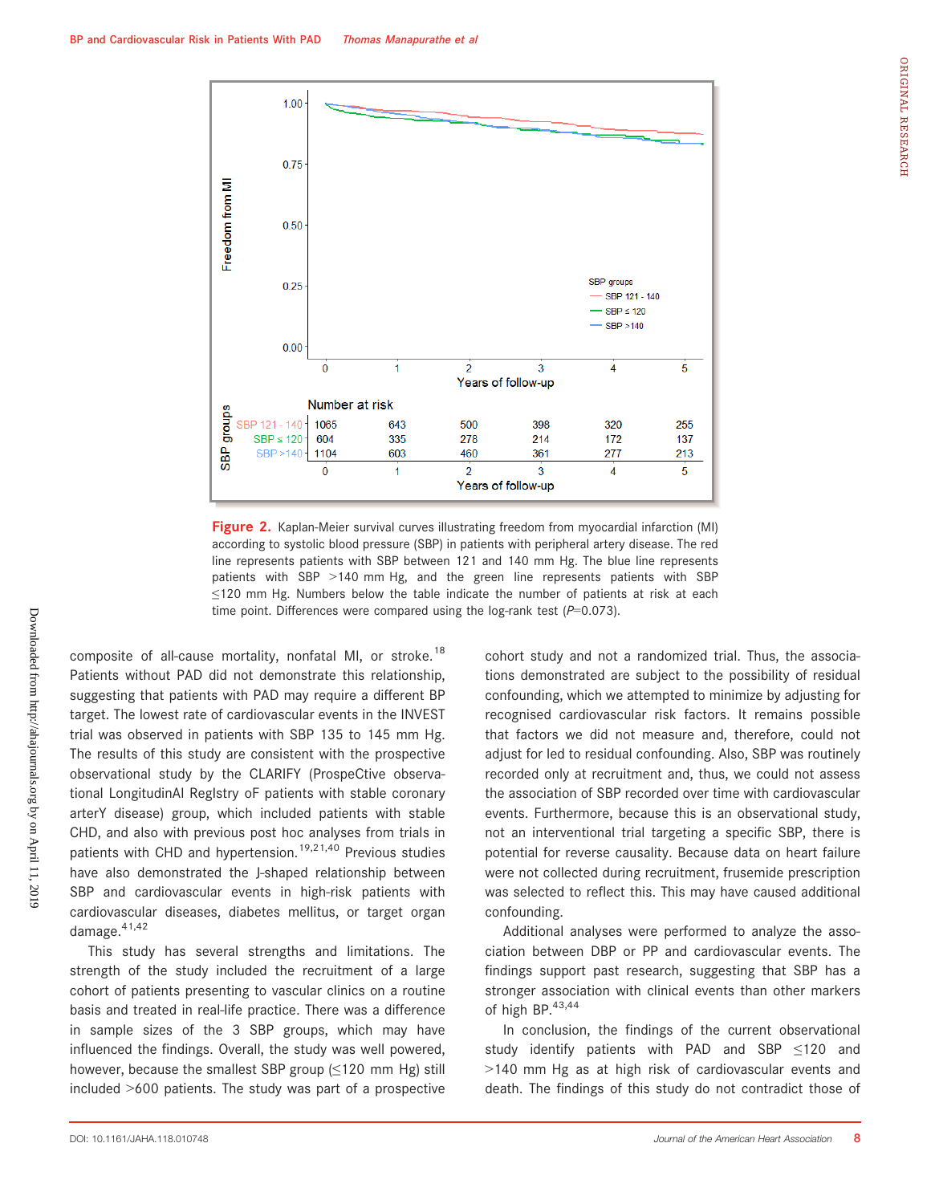**Figure 2.** Kaplan-Meier survival curves illustrating freedom from myocardial infarction (MI) according to systolic blood pressure (SBP) in patients with peripheral artery disease. The red line represents patients with SBP between 121 and 140 mm Hg. The blue line represents patients with SBP >140 mm Hg, and the green line represents patients with SBP ≤120 mm Hg. Numbers below the table indicate the number of patients at risk at each time point. Differences were compared using the log-rank test (*P*=0.073).

composite of all-cause mortality, nonfatal MI, or stroke.[18] Patients without PAD did not demonstrate this relationship, suggesting that patients with PAD may require a different BP target. The lowest rate of cardiovascular events in the INVEST trial was observed in patients with SBP 135 to 145 mm Hg. The results of this study are consistent with the prospective observational study by the CLARIFY (ProspeCtive observational LongitudinAl RegIstry oF patients with stable coronary arterY disease) group, which included patients with stable CHD, and also with previous post hoc analyses from trials in patients with CHD and hypertension.[19,21,40] Previous studies have also demonstrated the J-shaped relationship between SBP and cardiovascular events in high-risk patients with cardiovascular diseases, diabetes mellitus, or target organ damage.[41,42]

This study has several strengths and limitations. The strength of the study included the recruitment of a large cohort of patients presenting to vascular clinics on a routine basis and treated in real-life practice. There was a difference in sample sizes of the 3 SBP groups, which may have influenced the findings. Overall, the study was well powered, however, because the smallest SBP group (≤120 mm Hg) still included >600 patients. The study was part of a prospective cohort study and not a randomized trial. Thus, the associations demonstrated are subject to the possibility of residual confounding, which we attempted to minimize by adjusting for recognised cardiovascular risk factors. It remains possible that factors we did not measure and, therefore, could not adjust for led to residual confounding. Also, SBP was routinely recorded only at recruitment and, thus, we could not assess the association of SBP recorded over time with cardiovascular events. Furthermore, because this is an observational study, not an interventional trial targeting a specific SBP, there is potential for reverse causality. Because data on heart failure were not collected during recruitment, frusemide prescription was selected to reflect this. This may have caused additional confounding.

Additional analyses were performed to analyze the association between DBP or PP and cardiovascular events. The findings support past research, suggesting that SBP has a stronger association with clinical events than other markers of high BP.[43,44]

In conclusion, the findings of the current observational study identify patients with PAD and SBP ≤120 and >140 mm Hg as at high risk of cardiovascular events and death. The findings of this study do not contradict those of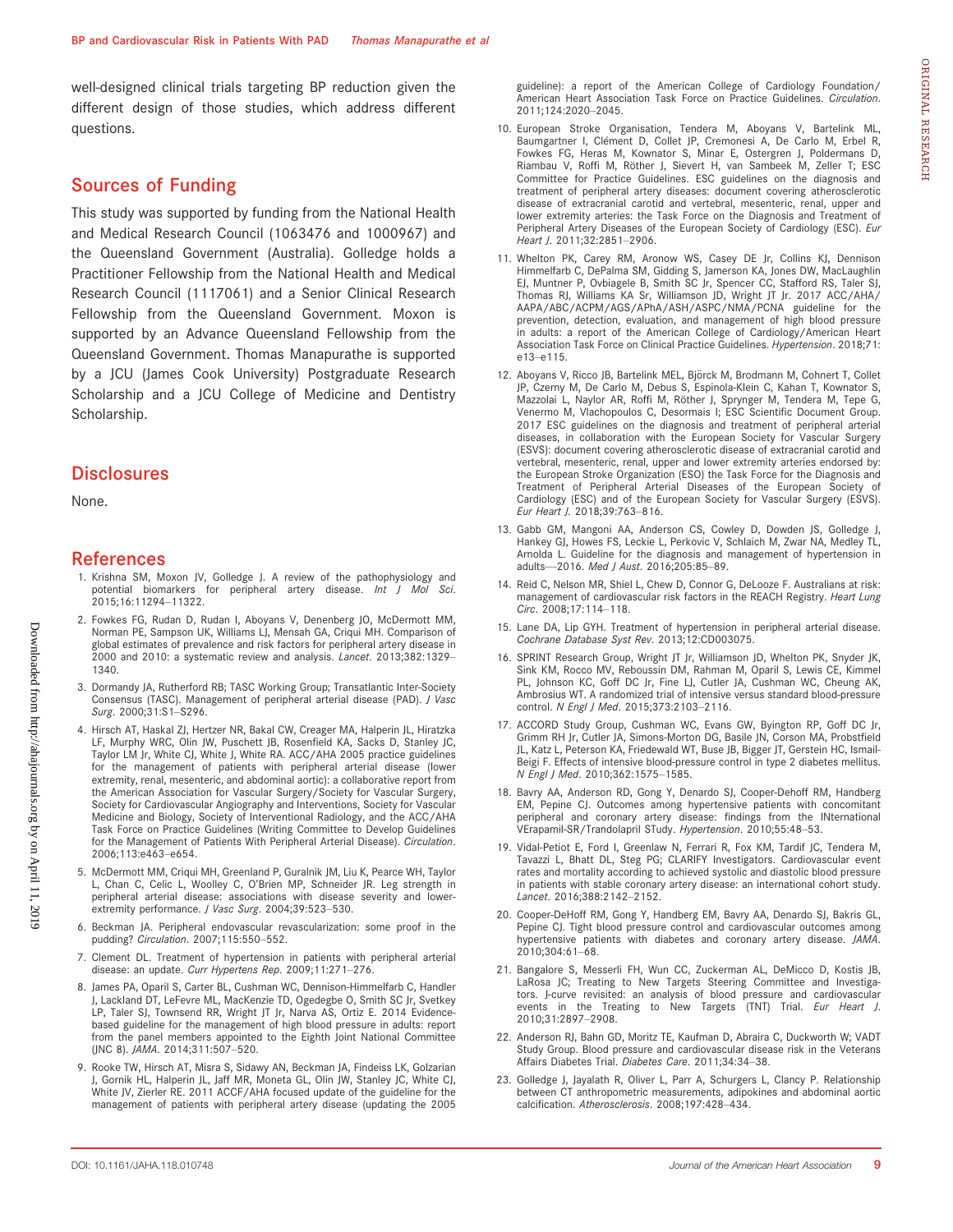well-designed clinical trials targeting BP reduction given the different design of those studies, which address different questions.

## Sources of Funding

This study was supported by funding from the National Health and Medical Research Council (1063476 and 1000967) and the Queensland Government (Australia). Golledge holds a Practitioner Fellowship from the National Health and Medical Research Council (1117061) and a Senior Clinical Research Fellowship from the Queensland Government. Moxon is supported by an Advance Queensland Fellowship from the Queensland Government. Thomas Manapurathe is supported by a JCU (James Cook University) Postgraduate Research Scholarship and a JCU College of Medicine and Dentistry Scholarship.

## Disclosures

None.

## References

1. Krishna SM, Moxon JV, Golledge J. A review of the pathophysiology and potential biomarkers for peripheral artery disease. *Int J Mol Sci*. 2015;16:11294–11322.
2. Fowkes FG, Rudan D, Rudan I, Aboyans V, Denenberg JO, McDermott MM, Norman PE, Sampson UK, Williams LJ, Mensah GA, Criqui MH. Comparison of global estimates of prevalence and risk factors for peripheral artery disease in 2000 and 2010: a systematic review and analysis. *Lancet*. 2013;382:1329–1340.
3. Dormandy JA, Rutherford RB; TASC Working Group; Transatlantic Inter-Society Consensus (TASC). Management of peripheral arterial disease (PAD). *J Vasc Surg*. 2000;31:S1–S296.
4. Hirsch AT, Haskal ZJ, Hertzer NR, Bakal CW, Creager MA, Halperin JL, Hiratzka LF, Murphy WRC, Olin JW, Puschett JB, Rosenfield KA, Sacks D, Stanley JC, Taylor LM Jr, White CJ, White J, White RA. ACC/AHA 2005 practice guidelines for the management of patients with peripheral arterial disease (lower extremity, renal, mesenteric, and abdominal aortic): a collaborative report from the American Association for Vascular Surgery/Society for Vascular Surgery, Society for Cardiovascular Angiography and Interventions, Society for Vascular Medicine and Biology, Society of Interventional Radiology, and the ACC/AHA Task Force on Practice Guidelines (Writing Committee to Develop Guidelines for the Management of Patients With Peripheral Arterial Disease). *Circulation*. 2006;113:e463–e654.
5. McDermott MM, Criqui MH, Greenland P, Guralnik JM, Liu K, Pearce WH, Taylor L, Chan C, Celic L, Woolley C, O'Brien MP, Schneider JR. Leg strength in peripheral arterial disease: associations with disease severity and lower-extremity performance. *J Vasc Surg*. 2004;39:523–530.
6. Beckman JA. Peripheral endovascular revascularization: some proof in the pudding? *Circulation*. 2007;115:550–552.
7. Clement DL. Treatment of hypertension in patients with peripheral arterial disease: an update. *Curr Hypertens Rep*. 2009;11:271–276.
8. James PA, Oparil S, Carter BL, Cushman WC, Dennison-Himmelfarb C, Handler J, Lackland DT, LeFevre ML, MacKenzie TD, Ogedegbe O, Smith SC Jr, Svetkey LP, Taler SJ, Townsend RR, Wright JT Jr, Narva AS, Ortiz E. 2014 Evidence-based guideline for the management of high blood pressure in adults: report from the panel members appointed to the Eighth Joint National Committee (JNC 8). *JAMA*. 2014;311:507–520.
9. Rooke TW, Hirsch AT, Misra S, Sidawy AN, Beckman JA, Findeiss LK, Golzarian J, Gornik HL, Halperin JL, Jaff MR, Moneta GL, Olin JW, Stanley JC, White CJ, White JV, Zierler RE. 2011 ACCF/AHA focused update of the guideline for the management of patients with peripheral artery disease (updating the 2005 guideline): a report of the American College of Cardiology Foundation/American Heart Association Task Force on Practice Guidelines. *Circulation*. 2011;124:2020–2045.
10. European Stroke Organisation, Tendera M, Aboyans V, Bartelink ML, Baumgartner I, Clément D, Collet JP, Cremonesi A, De Carlo M, Erbel R, Fowkes FG, Heras M, Kownator S, Minar E, Ostergren J, Poldermans D, Riambau V, Roffi M, Röther J, Sievert H, van Sambeek M, Zeller T; ESC Committee for Practice Guidelines. ESC guidelines on the diagnosis and treatment of peripheral artery diseases: document covering atherosclerotic disease of extracranial carotid and vertebral, mesenteric, renal, upper and lower extremity arteries: the Task Force on the Diagnosis and Treatment of Peripheral Artery Diseases of the European Society of Cardiology (ESC). *Eur Heart J*. 2011;32:2851–2906.
11. Whelton PK, Carey RM, Aronow WS, Casey DE Jr, Collins KJ, Dennison Himmelfarb C, DePalma SM, Gidding S, Jamerson KA, Jones DW, MacLaughlin EJ, Muntner P, Ovbiagele B, Smith SC Jr, Spencer CC, Stafford RS, Taler SJ, Thomas RJ, Williams KA Sr, Williamson JD, Wright JT Jr. 2017 ACC/AHA/AAPA/ABC/ACPM/AGS/APhA/ASH/ASPC/NMA/PCNA guideline for the prevention, detection, evaluation, and management of high blood pressure in adults: a report of the American College of Cardiology/American Heart Association Task Force on Clinical Practice Guidelines. *Hypertension*. 2018;71:e13–e115.
12. Aboyans V, Ricco JB, Bartelink MEL, Björck M, Brodmann M, Cohnert T, Collet JP, Czerny M, De Carlo M, Debus S, Espinola-Klein C, Kahan T, Kownator S, Mazzolai L, Naylor AR, Roffi M, Röther J, Sprynger M, Tendera M, Tepe G, Venermo M, Vlachopoulos C, Desormais I; ESC Scientific Document Group. 2017 ESC guidelines on the diagnosis and treatment of peripheral arterial diseases, in collaboration with the European Society for Vascular Surgery (ESVS): document covering atherosclerotic disease of extracranial carotid and vertebral, mesenteric, renal, upper and lower extremity arteries endorsed by: the European Stroke Organization (ESO) the Task Force for the Diagnosis and Treatment of Peripheral Arterial Diseases of the European Society of Cardiology (ESC) and of the European Society for Vascular Surgery (ESVS). *Eur Heart J*. 2018;39:763–816.
13. Gabb GM, Mangoni AA, Anderson CS, Cowley D, Dowden JS, Golledge J, Hankey GJ, Howes FS, Leckie L, Perkovic V, Schlaich M, Zwar NA, Medley TL, Arnolda L. Guideline for the diagnosis and management of hypertension in adults—2016. *Med J Aust*. 2016;205:85–89.
14. Reid C, Nelson MR, Shiel L, Chew D, Connor G, DeLooze F. Australians at risk: management of cardiovascular risk factors in the REACH Registry. *Heart Lung Circ*. 2008;17:114–118.
15. Lane DA, Lip GYH. Treatment of hypertension in peripheral arterial disease. *Cochrane Database Syst Rev*. 2013;12:CD003075.
16. SPRINT Research Group, Wright JT Jr, Williamson JD, Whelton PK, Snyder JK, Sink KM, Rocco MV, Reboussin DM, Rahman M, Oparil S, Lewis CE, Kimmel PL, Johnson KC, Goff DC Jr, Fine LJ, Cutler JA, Cushman WC, Cheung AK, Ambrosius WT. A randomized trial of intensive versus standard blood-pressure control. *N Engl J Med*. 2015;373:2103–2116.
17. ACCORD Study Group, Cushman WC, Evans GW, Byington RP, Goff DC Jr, Grimm RH Jr, Cutler JA, Simons-Morton DG, Basile JN, Corson MA, Probstfield JL, Katz L, Peterson KA, Friedewald WT, Buse JB, Bigger JT, Gerstein HC, Ismail-Beigi F. Effects of intensive blood-pressure control in type 2 diabetes mellitus. *N Engl J Med*. 2010;362:1575–1585.
18. Bavry AA, Anderson RD, Gong Y, Denardo SJ, Cooper-Dehoff RM, Handberg EM, Pepine CJ. Outcomes among hypertensive patients with concomitant peripheral and coronary artery disease: findings from the INternational VErapamil-SR/Trandolapril STudy. *Hypertension*. 2010;55:48–53.
19. Vidal-Petiot E, Ford I, Greenlaw N, Ferrari R, Fox KM, Tardif JC, Tendera M, Tavazzi L, Bhatt DL, Steg PG; CLARIFY Investigators. Cardiovascular event rates and mortality according to achieved systolic and diastolic blood pressure in patients with stable coronary artery disease: an international cohort study. *Lancet*. 2016;388:2142–2152.
20. Cooper-DeHoff RM, Gong Y, Handberg EM, Bavry AA, Denardo SJ, Bakris GL, Pepine CJ. Tight blood pressure control and cardiovascular outcomes among hypertensive patients with diabetes and coronary artery disease. *JAMA*. 2010;304:61–68.
21. Bangalore S, Messerli FH, Wun CC, Zuckerman AL, DeMicco D, Kostis JB, LaRosa JC; Treating to New Targets Steering Committee and Investigators. J-curve revisited: an analysis of blood pressure and cardiovascular events in the Treating to New Targets (TNT) Trial. *Eur Heart J*. 2010;31:2897–2908.
22. Anderson RJ, Bahn GD, Moritz TE, Kaufman D, Abraira C, Duckworth W; VADT Study Group. Blood pressure and cardiovascular disease risk in the Veterans Affairs Diabetes Trial. *Diabetes Care*. 2011;34:34–38.
23. Golledge J, Jayalath R, Oliver L, Parr A, Schurgers L, Clancy P. Relationship between CT anthropometric measurements, adipokines and abdominal aortic calcification. *Atherosclerosis*. 2008;197:428–434.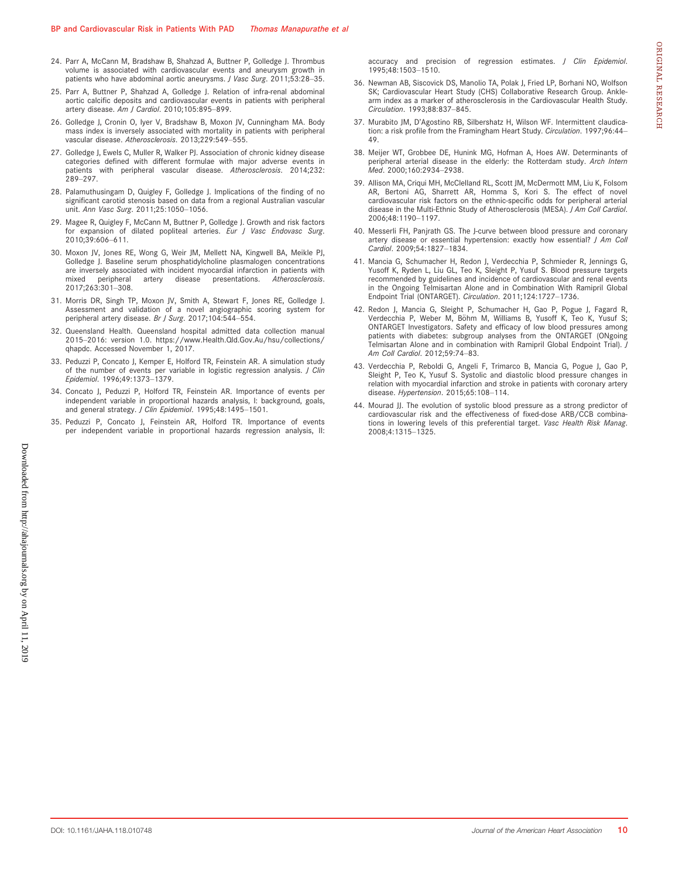24. Parr A, McCann M, Bradshaw B, Shahzad A, Buttner P, Golledge J. Thrombus volume is associated with cardiovascular events and aneurysm growth in patients who have abdominal aortic aneurysms. *J Vasc Surg*. 2011;53:28–35.
25. Parr A, Buttner P, Shahzad A, Golledge J. Relation of infra-renal abdominal aortic calcific deposits and cardiovascular events in patients with peripheral artery disease. *Am J Cardiol*. 2010;105:895–899.
26. Golledge J, Cronin O, Iyer V, Bradshaw B, Moxon JV, Cunningham MA. Body mass index is inversely associated with mortality in patients with peripheral vascular disease. *Atherosclerosis*. 2013;229:549–555.
27. Golledge J, Ewels C, Muller R, Walker PJ. Association of chronic kidney disease categories defined with different formulae with major adverse events in patients with peripheral vascular disease. *Atherosclerosis*. 2014;232:289–297.
28. Palamuthusingam D, Quigley F, Golledge J. Implications of the finding of no significant carotid stenosis based on data from a regional Australian vascular unit. *Ann Vasc Surg*. 2011;25:1050–1056.
29. Magee R, Quigley F, McCann M, Buttner P, Golledge J. Growth and risk factors for expansion of dilated popliteal arteries. *Eur J Vasc Endovasc Surg*. 2010;39:606–611.
30. Moxon JV, Jones RE, Wong G, Weir JM, Mellett NA, Kingwell BA, Meikle PJ, Golledge J. Baseline serum phosphatidylcholine plasmalogen concentrations are inversely associated with incident myocardial infarction in patients with mixed peripheral artery disease presentations. *Atherosclerosis*. 2017;263:301–308.
31. Morris DR, Singh TP, Moxon JV, Smith A, Stewart F, Jones RE, Golledge J. Assessment and validation of a novel angiographic scoring system for peripheral artery disease. *Br J Surg*. 2017;104:544–554.
32. Queensland Health. Queensland hospital admitted data collection manual 2015–2016: version 1.0. https://www.Health.Qld.Gov.Au/hsu/collections/qhapdc. Accessed November 1, 2017.
33. Peduzzi P, Concato J, Kemper E, Holford TR, Feinstein AR. A simulation study of the number of events per variable in logistic regression analysis. *J Clin Epidemiol*. 1996;49:1373–1379.
34. Concato J, Peduzzi P, Holford TR, Feinstein AR. Importance of events per independent variable in proportional hazards analysis, I: background, goals, and general strategy. *J Clin Epidemiol*. 1995;48:1495–1501.
35. Peduzzi P, Concato J, Feinstein AR, Holford TR. Importance of events per independent variable in proportional hazards regression analysis, II: accuracy and precision of regression estimates. *J Clin Epidemiol*. 1995;48:1503–1510.
36. Newman AB, Siscovick DS, Manolio TA, Polak J, Fried LP, Borhani NO, Wolfson SK; Cardiovascular Heart Study (CHS) Collaborative Research Group. Ankle-arm index as a marker of atherosclerosis in the Cardiovascular Health Study. *Circulation*. 1993;88:837–845.
37. Murabito JM, D'Agostino RB, Silbershatz H, Wilson WF. Intermittent claudication: a risk profile from the Framingham Heart Study. *Circulation*. 1997;96:44–49.
38. Meijer WT, Grobbee DE, Hunink MG, Hofman A, Hoes AW. Determinants of peripheral arterial disease in the elderly: the Rotterdam study. *Arch Intern Med*. 2000;160:2934–2938.
39. Allison MA, Criqui MH, McClelland RL, Scott JM, McDermott MM, Liu K, Folsom AR, Bertoni AG, Sharrett AR, Homma S, Kori S. The effect of novel cardiovascular risk factors on the ethnic-specific odds for peripheral arterial disease in the Multi-Ethnic Study of Atherosclerosis (MESA). *J Am Coll Cardiol*. 2006;48:1190–1197.
40. Messerli FH, Panjrath GS. The J-curve between blood pressure and coronary artery disease or essential hypertension: exactly how essential? *J Am Coll Cardiol*. 2009;54:1827–1834.
41. Mancia G, Schumacher H, Redon J, Verdecchia P, Schmieder R, Jennings G, Yusoff K, Ryden L, Liu GL, Teo K, Sleight P, Yusuf S. Blood pressure targets recommended by guidelines and incidence of cardiovascular and renal events in the Ongoing Telmisartan Alone and in Combination With Ramipril Global Endpoint Trial (ONTARGET). *Circulation*. 2011;124:1727–1736.
42. Redon J, Mancia G, Sleight P, Schumacher H, Gao P, Pogue J, Fagard R, Verdecchia P, Weber M, Böhm M, Williams B, Yusoff K, Teo K, Yusuf S; ONTARGET Investigators. Safety and efficacy of low blood pressures among patients with diabetes: subgroup analyses from the ONTARGET (ONgoing Telmisartan Alone and in combination with Ramipril Global Endpoint Trial). *J Am Coll Cardiol*. 2012;59:74–83.
43. Verdecchia P, Reboldi G, Angeli F, Trimarco B, Mancia G, Pogue J, Gao P, Sleight P, Teo K, Yusuf S. Systolic and diastolic blood pressure changes in relation with myocardial infarction and stroke in patients with coronary artery disease. *Hypertension*. 2015;65:108–114.
44. Mourad JJ. The evolution of systolic blood pressure as a strong predictor of cardiovascular risk and the effectiveness of fixed-dose ARB/CCB combinations in lowering levels of this preferential target. *Vasc Health Risk Manag*. 2008;4:1315–1325.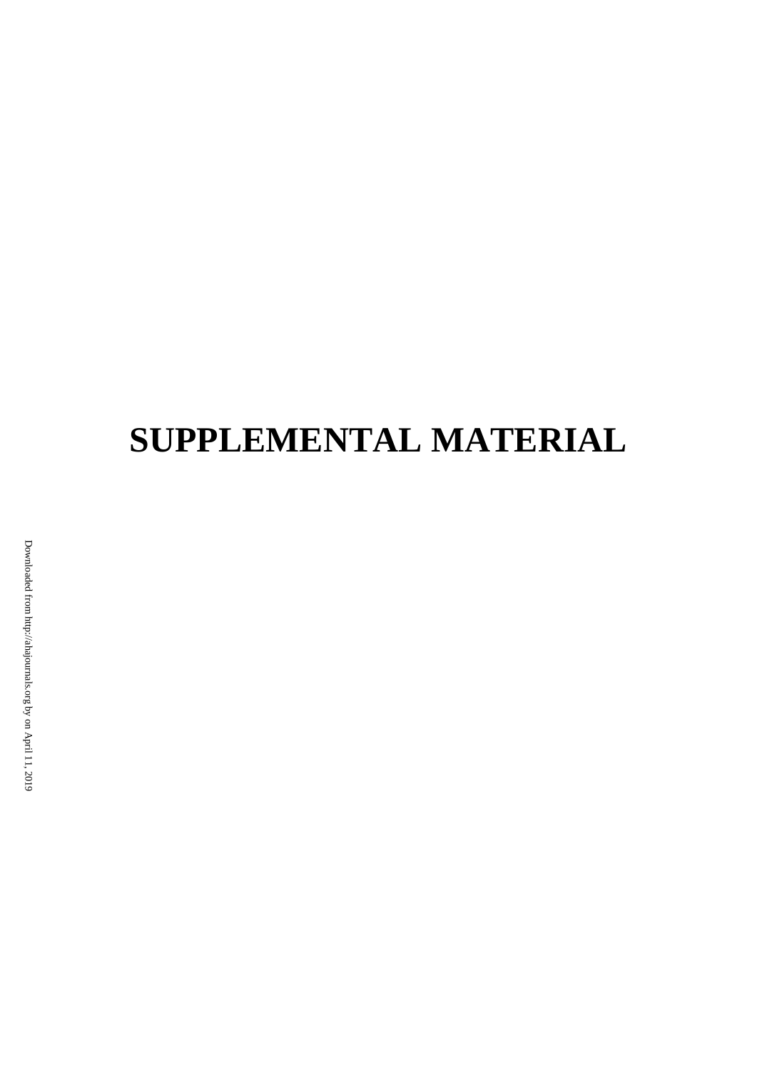# SUPPLEMENTAL MATERIAL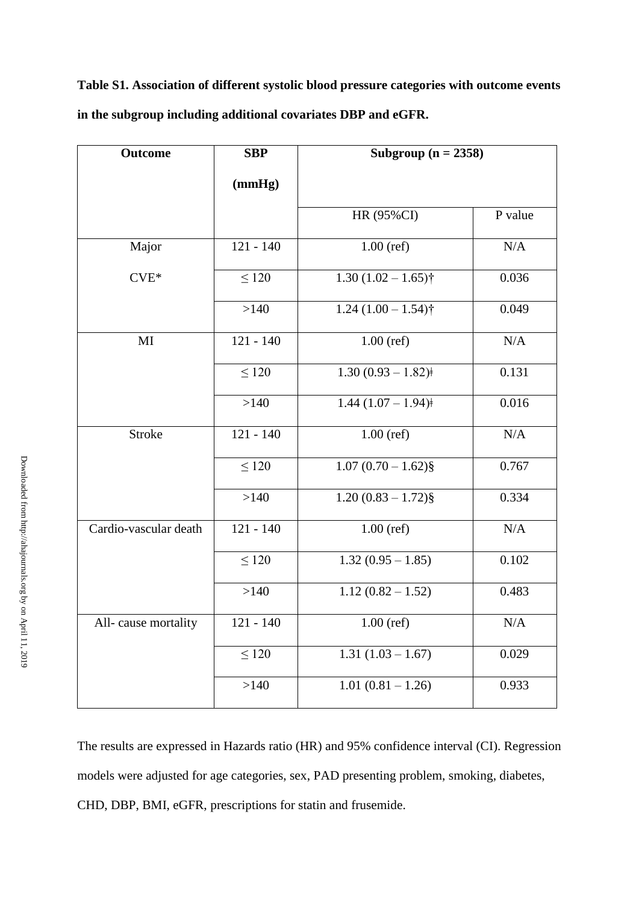**Table S1. Association of different systolic blood pressure categories with outcome events in the subgroup including additional covariates DBP and eGFR.**

| Outcome | SBP (mmHg) | Subgroup (n = 2358) | |
|---|---|---|---|
| | | HR (95%CI) | P value |
| Major CVE* | 121 - 140 | 1.00 (ref) | N/A |
| | ≤ 120 | 1.30 (1.02 – 1.65)† | 0.036 |
| | >140 | 1.24 (1.00 – 1.54)† | 0.049 |
| MI | 121 - 140 | 1.00 (ref) | N/A |
| | ≤ 120 | 1.30 (0.93 – 1.82)ǂ | 0.131 |
| | >140 | 1.44 (1.07 – 1.94)ǂ | 0.016 |
| Stroke | 121 - 140 | 1.00 (ref) | N/A |
| | ≤ 120 | 1.07 (0.70 – 1.62)§ | 0.767 |
| | >140 | 1.20 (0.83 – 1.72)§ | 0.334 |
| Cardio-vascular death | 121 - 140 | 1.00 (ref) | N/A |
| | ≤ 120 | 1.32 (0.95 – 1.85) | 0.102 |
| | >140 | 1.12 (0.82 – 1.52) | 0.483 |
| All- cause mortality | 121 - 140 | 1.00 (ref) | N/A |
| | ≤ 120 | 1.31 (1.03 – 1.67) | 0.029 |
| | >140 | 1.01 (0.81 – 1.26) | 0.933 |

The results are expressed in Hazards ratio (HR) and 95% confidence interval (CI). Regression models were adjusted for age categories, sex, PAD presenting problem, smoking, diabetes, CHD, DBP, BMI, eGFR, prescriptions for statin and frusemide.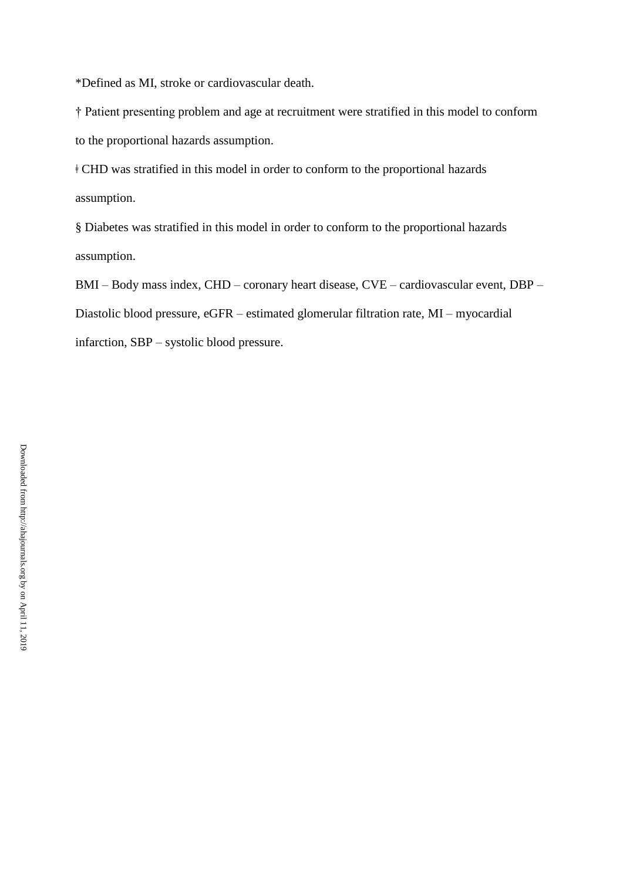*Defined as MI, stroke or cardiovascular death.

† Patient presenting problem and age at recruitment were stratified in this model to conform to the proportional hazards assumption.

ǂ CHD was stratified in this model in order to conform to the proportional hazards assumption.

§ Diabetes was stratified in this model in order to conform to the proportional hazards assumption.

BMI – Body mass index, CHD – coronary heart disease, CVE – cardiovascular event, DBP – Diastolic blood pressure, eGFR – estimated glomerular filtration rate, MI – myocardial infarction, SBP – systolic blood pressure.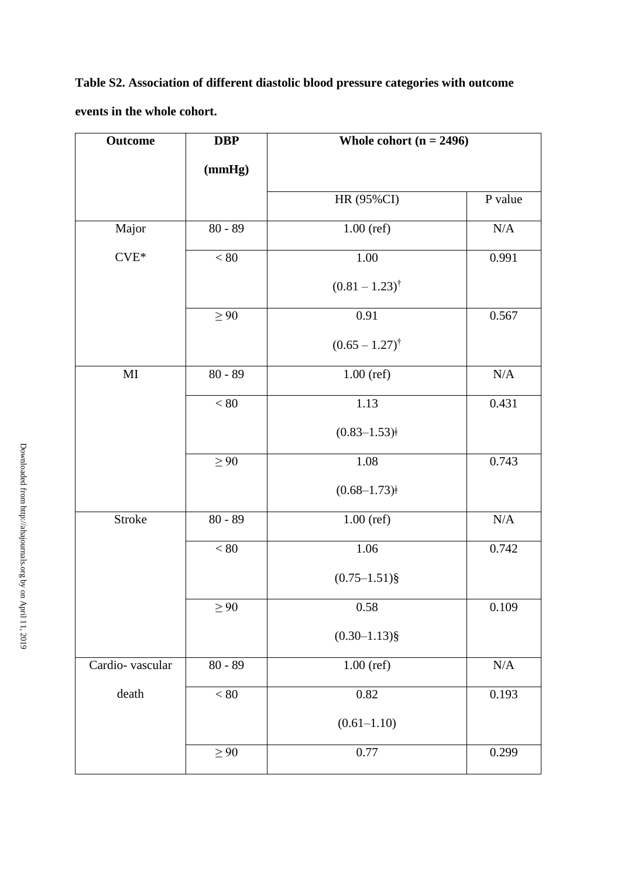**Table S2. Association of different diastolic blood pressure categories with outcome events in the whole cohort.**

| Outcome | DBP (mmHg) | Whole cohort (n = 2496) | |
|---|---|---|---|
| | | HR (95%CI) | P value |
| Major CVE* | 80 - 89 | 1.00 (ref) | N/A |
| | < 80 | 1.00 (0.81 – 1.23)† | 0.991 |
| | ≥ 90 | 0.91 (0.65 – 1.27)† | 0.567 |
| MI | 80 - 89 | 1.00 (ref) | N/A |
| | < 80 | 1.13 (0.83–1.53)ǂ | 0.431 |
| | ≥ 90 | 1.08 (0.68–1.73)ǂ | 0.743 |
| Stroke | 80 - 89 | 1.00 (ref) | N/A |
| | < 80 | 1.06 (0.75–1.51)§ | 0.742 |
| | ≥ 90 | 0.58 (0.30–1.13)§ | 0.109 |
| Cardio- vascular death | 80 - 89 | 1.00 (ref) | N/A |
| | < 80 | 0.82 (0.61–1.10) | 0.193 |
| | ≥ 90 | 0.77 | 0.299 |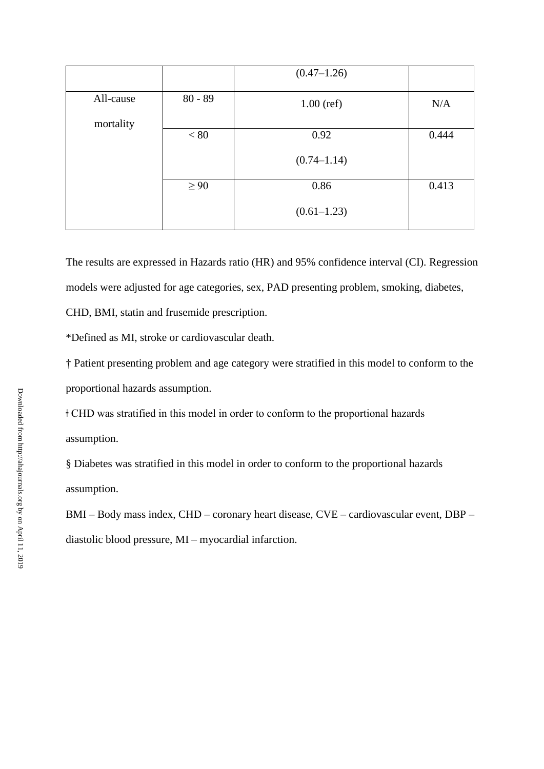| | | | |
|---|---|---|---|
| | | (0.47–1.26) | |
| All-cause mortality | 80 - 89 | 1.00 (ref) | N/A |
| | < 80 | 0.92 (0.74–1.14) | 0.444 |
| | ≥ 90 | 0.86 (0.61–1.23) | 0.413 |

The results are expressed in Hazards ratio (HR) and 95% confidence interval (CI). Regression models were adjusted for age categories, sex, PAD presenting problem, smoking, diabetes, CHD, BMI, statin and frusemide prescription.

*Defined as MI, stroke or cardiovascular death.

† Patient presenting problem and age category were stratified in this model to conform to the proportional hazards assumption.

ǂ CHD was stratified in this model in order to conform to the proportional hazards assumption.

§ Diabetes was stratified in this model in order to conform to the proportional hazards assumption.

BMI – Body mass index, CHD – coronary heart disease, CVE – cardiovascular event, DBP – diastolic blood pressure, MI – myocardial infarction.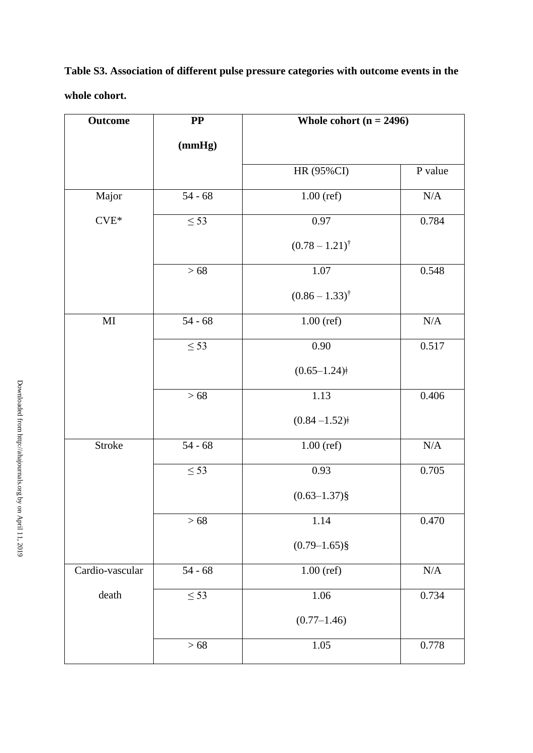**Table S3. Association of different pulse pressure categories with outcome events in the whole cohort.**

| Outcome | PP (mmHg) | Whole cohort (n = 2496) | |
|---|---|---|---|
| | | HR (95%CI) | P value |
| Major CVE* | 54 - 68 | 1.00 (ref) | N/A |
| | ≤ 53 | 0.97 (0.78 – 1.21)[†] | 0.784 |
| | > 68 | 1.07 (0.86 – 1.33)[†] | 0.548 |
| MI | 54 - 68 | 1.00 (ref) | N/A |
| | ≤ 53 | 0.90 (0.65–1.24)ǂ | 0.517 |
| | > 68 | 1.13 (0.84 –1.52)ǂ | 0.406 |
| Stroke | 54 - 68 | 1.00 (ref) | N/A |
| | ≤ 53 | 0.93 (0.63–1.37)§ | 0.705 |
| | > 68 | 1.14 (0.79–1.65)§ | 0.470 |
| Cardio-vascular death | 54 - 68 | 1.00 (ref) | N/A |
| | ≤ 53 | 1.06 (0.77–1.46) | 0.734 |
| | > 68 | 1.05 | 0.778 |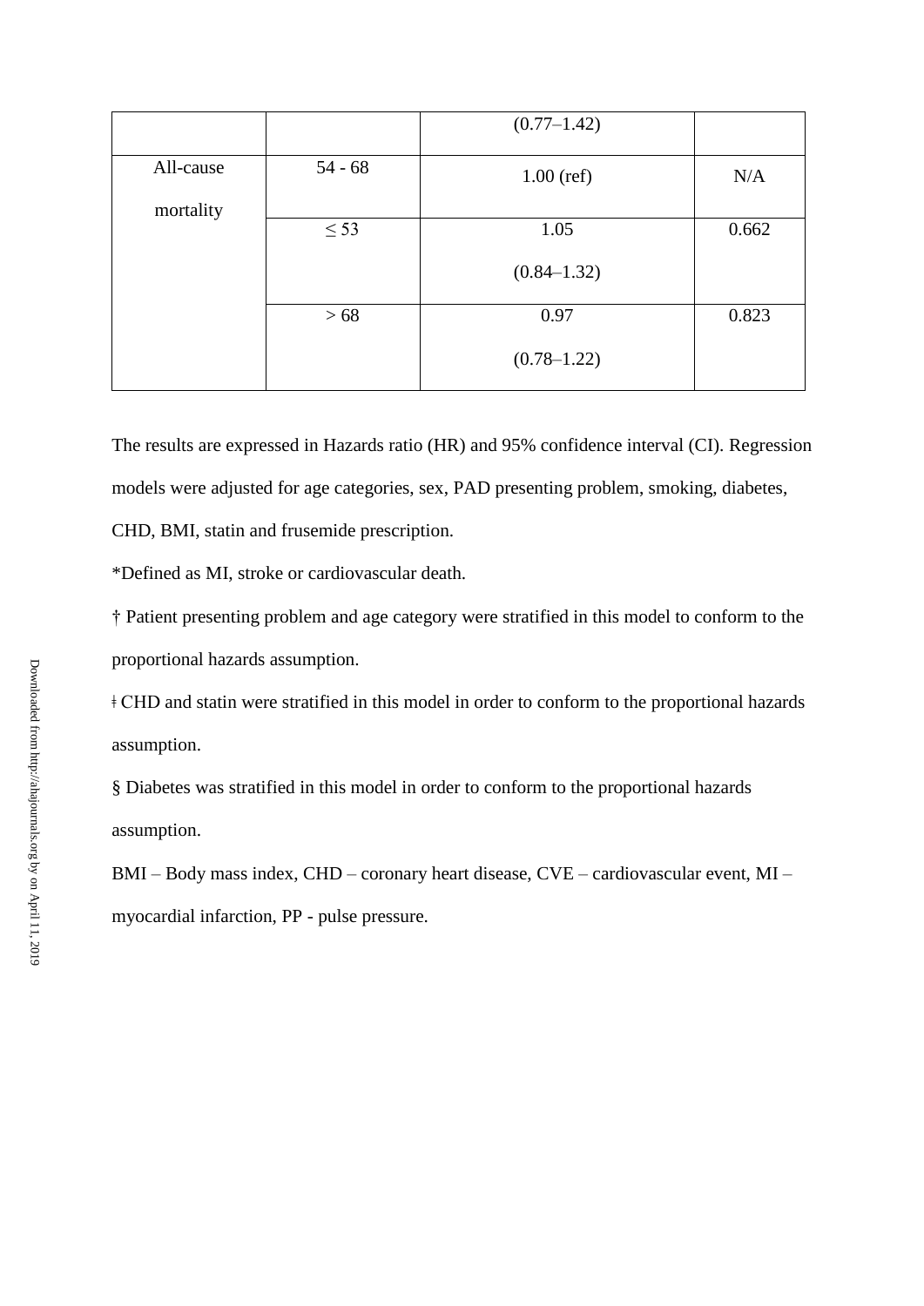| | | | |
|---|---|---|---|
| | | (0.77–1.42) | |
| All-cause mortality | 54 - 68 | 1.00 (ref) | N/A |
| | ≤ 53 | 1.05 (0.84–1.32) | 0.662 |
| | > 68 | 0.97 (0.78–1.22) | 0.823 |

The results are expressed in Hazards ratio (HR) and 95% confidence interval (CI). Regression models were adjusted for age categories, sex, PAD presenting problem, smoking, diabetes, CHD, BMI, statin and frusemide prescription.

*Defined as MI, stroke or cardiovascular death.

† Patient presenting problem and age category were stratified in this model to conform to the proportional hazards assumption.

ǂ CHD and statin were stratified in this model in order to conform to the proportional hazards assumption.

§ Diabetes was stratified in this model in order to conform to the proportional hazards assumption.

BMI – Body mass index, CHD – coronary heart disease, CVE – cardiovascular event, MI – myocardial infarction, PP - pulse pressure.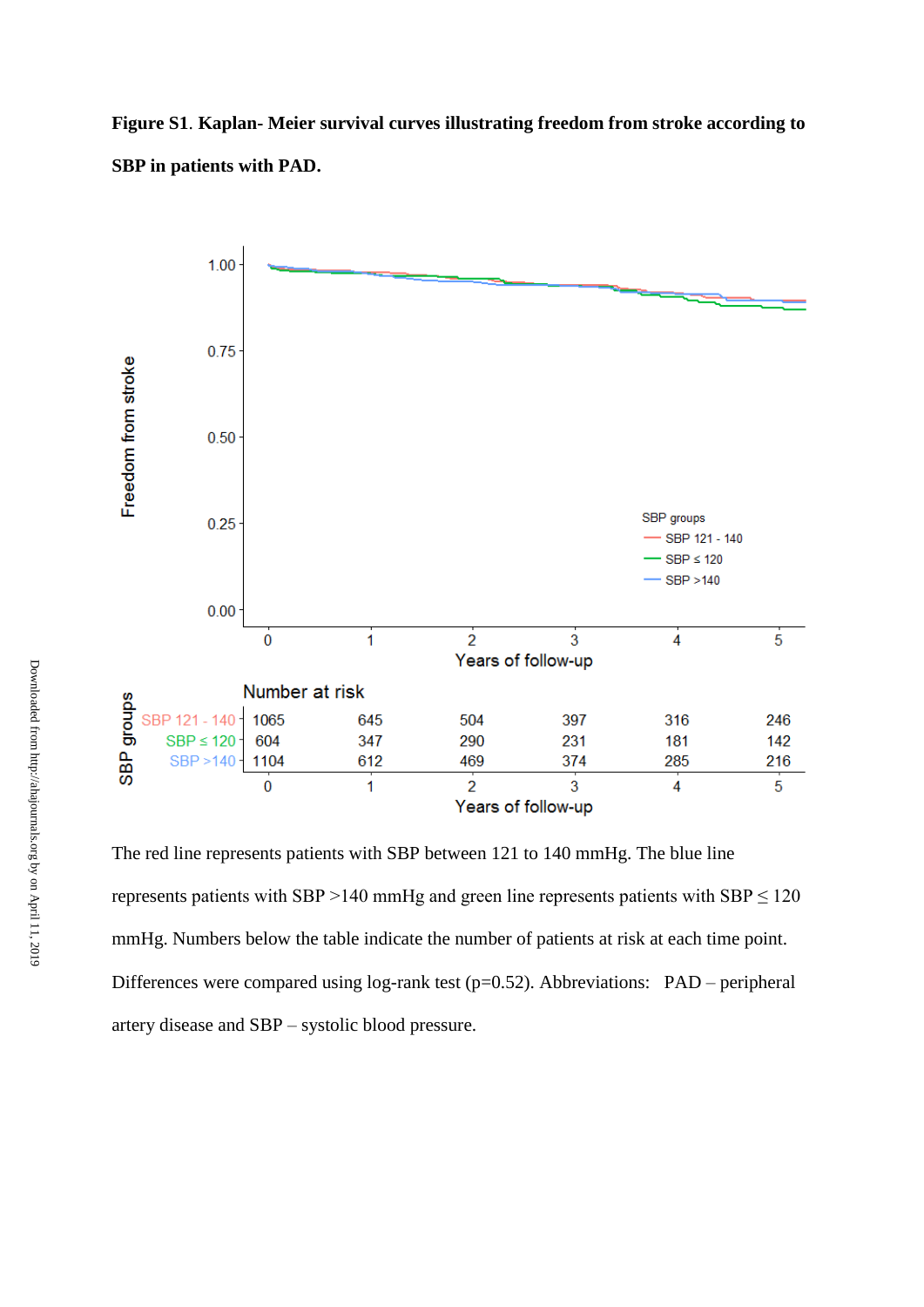**Figure S1**. **Kaplan- Meier survival curves illustrating freedom from stroke according to SBP in patients with PAD.**

The red line represents patients with SBP between 121 to 140 mmHg. The blue line represents patients with SBP >140 mmHg and green line represents patients with SBP ≤ 120 mmHg. Numbers below the table indicate the number of patients at risk at each time point. Differences were compared using log-rank test (p=0.52). Abbreviations: PAD – peripheral artery disease and SBP – systolic blood pressure.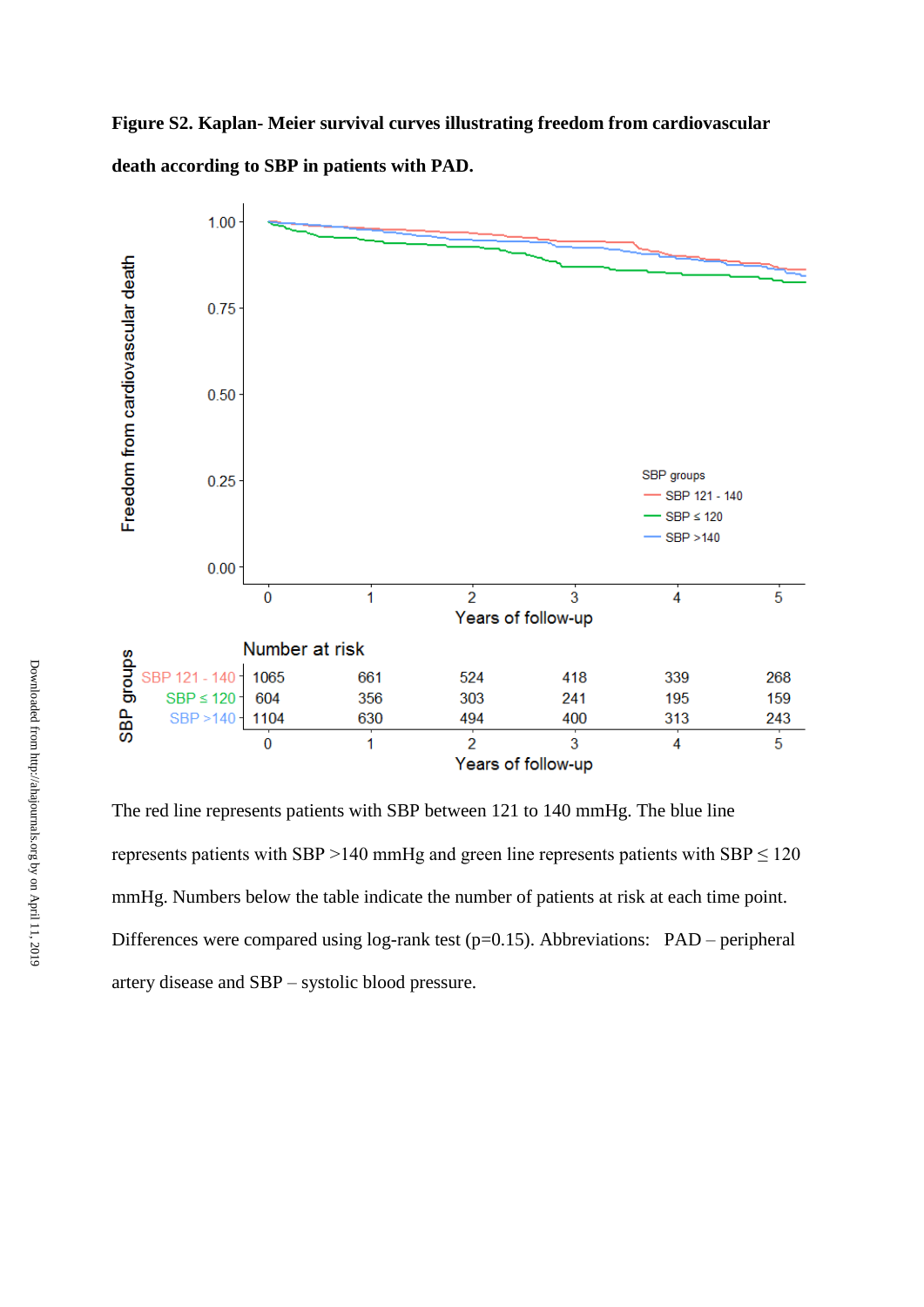**Figure S2. Kaplan- Meier survival curves illustrating freedom from cardiovascular death according to SBP in patients with PAD.**

Number at risk

| SBP groups | 0 | 1 | 2 | 3 | 4 | 5 |
|---|---|---|---|---|---|---|
| SBP 121 - 140 | 1065 | 661 | 524 | 418 | 339 | 268 |
| SBP ≤ 120 | 604 | 356 | 303 | 241 | 195 | 159 |
| SBP >140 | 1104 | 630 | 494 | 400 | 313 | 243 |

Years of follow-up

The red line represents patients with SBP between 121 to 140 mmHg. The blue line represents patients with SBP >140 mmHg and green line represents patients with SBP ≤ 120 mmHg. Numbers below the table indicate the number of patients at risk at each time point. Differences were compared using log-rank test (p=0.15). Abbreviations: PAD – peripheral artery disease and SBP – systolic blood pressure.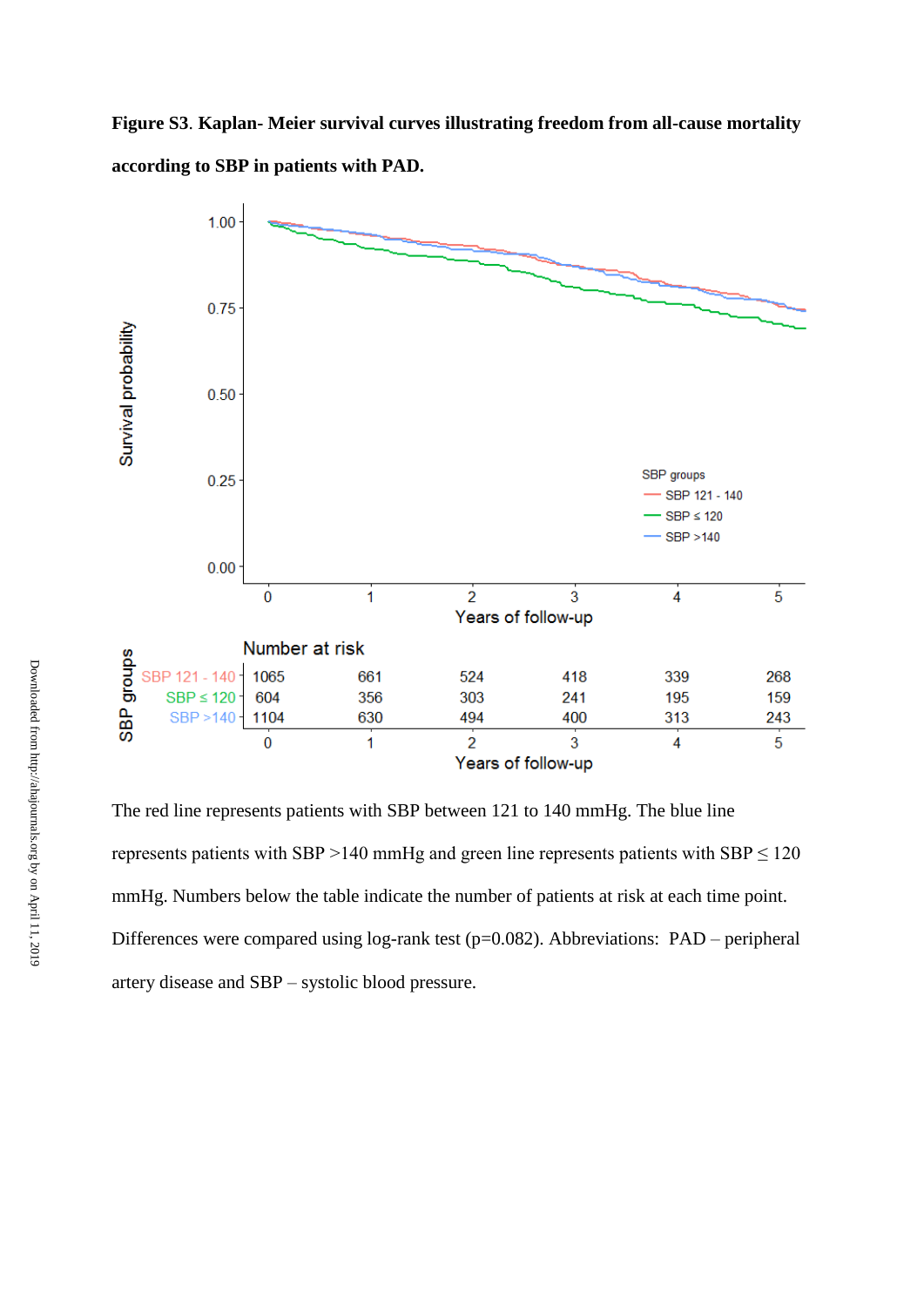**Figure S3**. **Kaplan- Meier survival curves illustrating freedom from all-cause mortality according to SBP in patients with PAD.**

Survival probability

1.00
0.75
0.50
0.25
0.00

0 1 2 3 4 5

Years of follow-up

SBP groups
SBP 121 - 140
SBP ≤ 120
SBP >140

Number at risk

SBP groups

SBP 121 - 140 1065 661 524 418 339 268
SBP ≤ 120 604 356 303 241 195 159
SBP >140 1104 630 494 400 313 243

0 1 2 3 4 5

Years of follow-up

The red line represents patients with SBP between 121 to 140 mmHg. The blue line represents patients with SBP >140 mmHg and green line represents patients with SBP ≤ 120 mmHg. Numbers below the table indicate the number of patients at risk at each time point. Differences were compared using log-rank test (p=0.082). Abbreviations: PAD – peripheral artery disease and SBP – systolic blood pressure.